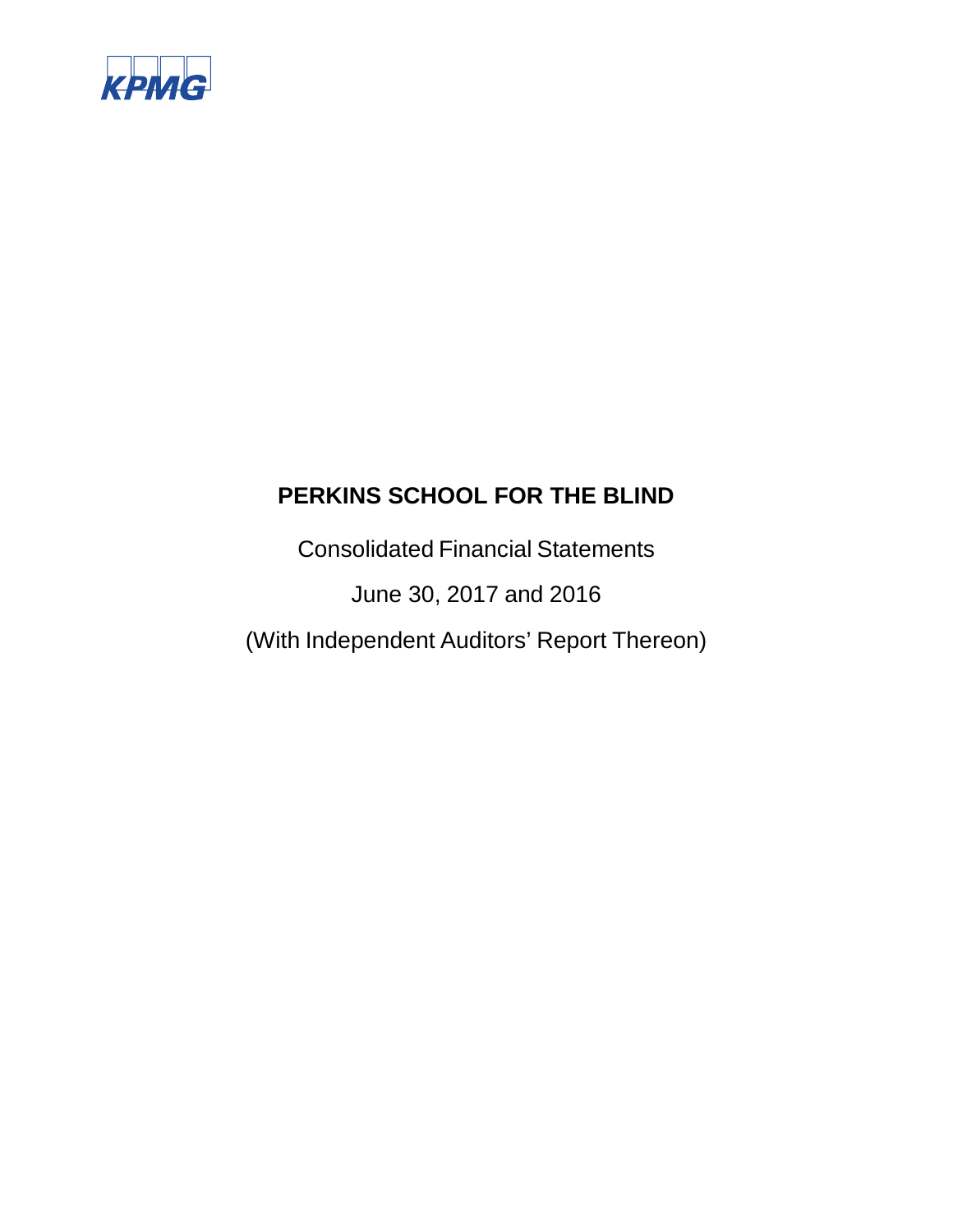KPMG

# PERKINS SCHOOL FOR THE BLIND

Consolidated Financial Statements

June 30, 2017 and 2016

(With Independent Auditors' Report Thereon)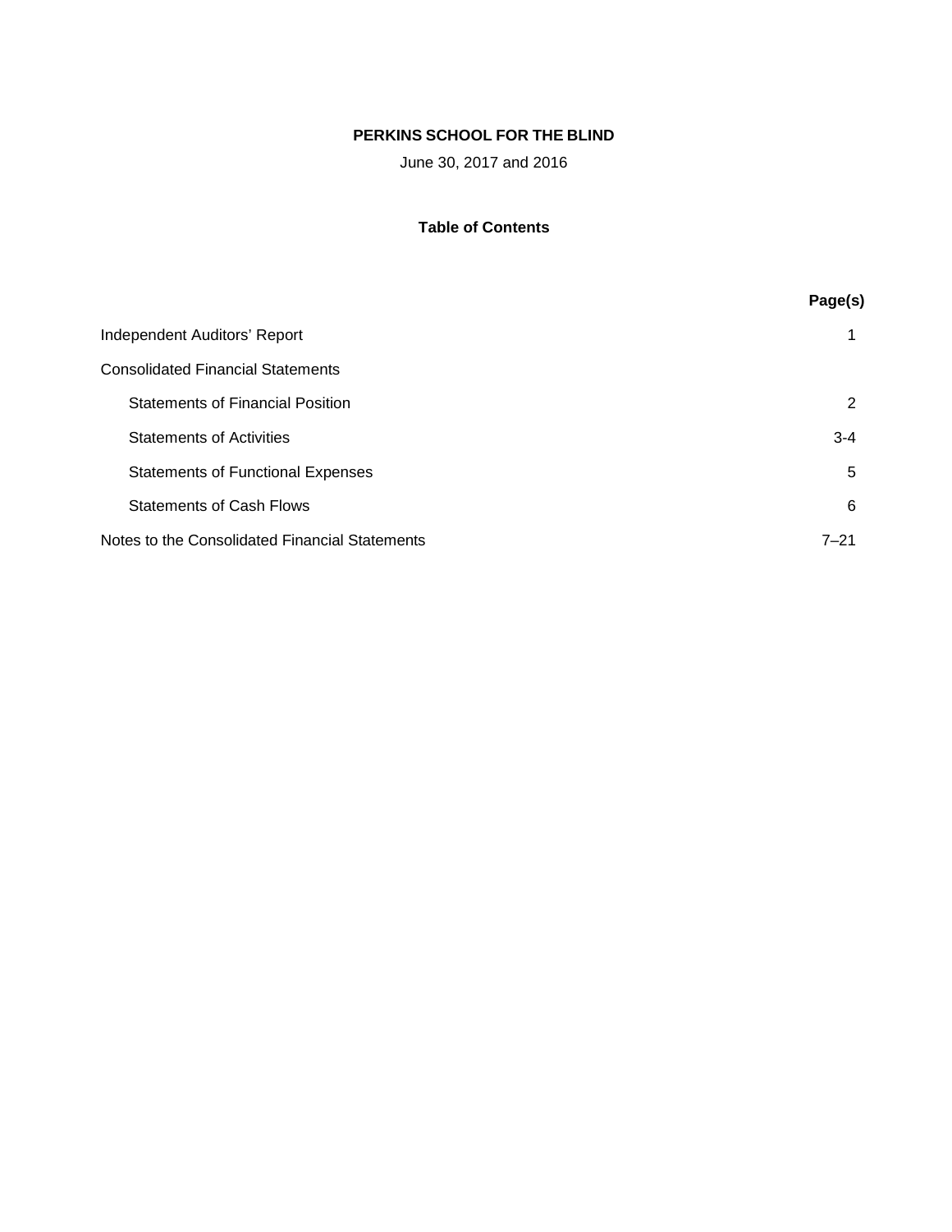# PERKINS SCHOOL FOR THE BLIND

June 30, 2017 and 2016

## Table of Contents

| | Page(s) |
|---|---|
| Independent Auditors' Report | 1 |
| Consolidated Financial Statements | |
| Statements of Financial Position | 2 |
| Statements of Activities | 3-4 |
| Statements of Functional Expenses | 5 |
| Statements of Cash Flows | 6 |
| Notes to the Consolidated Financial Statements | 7–21 |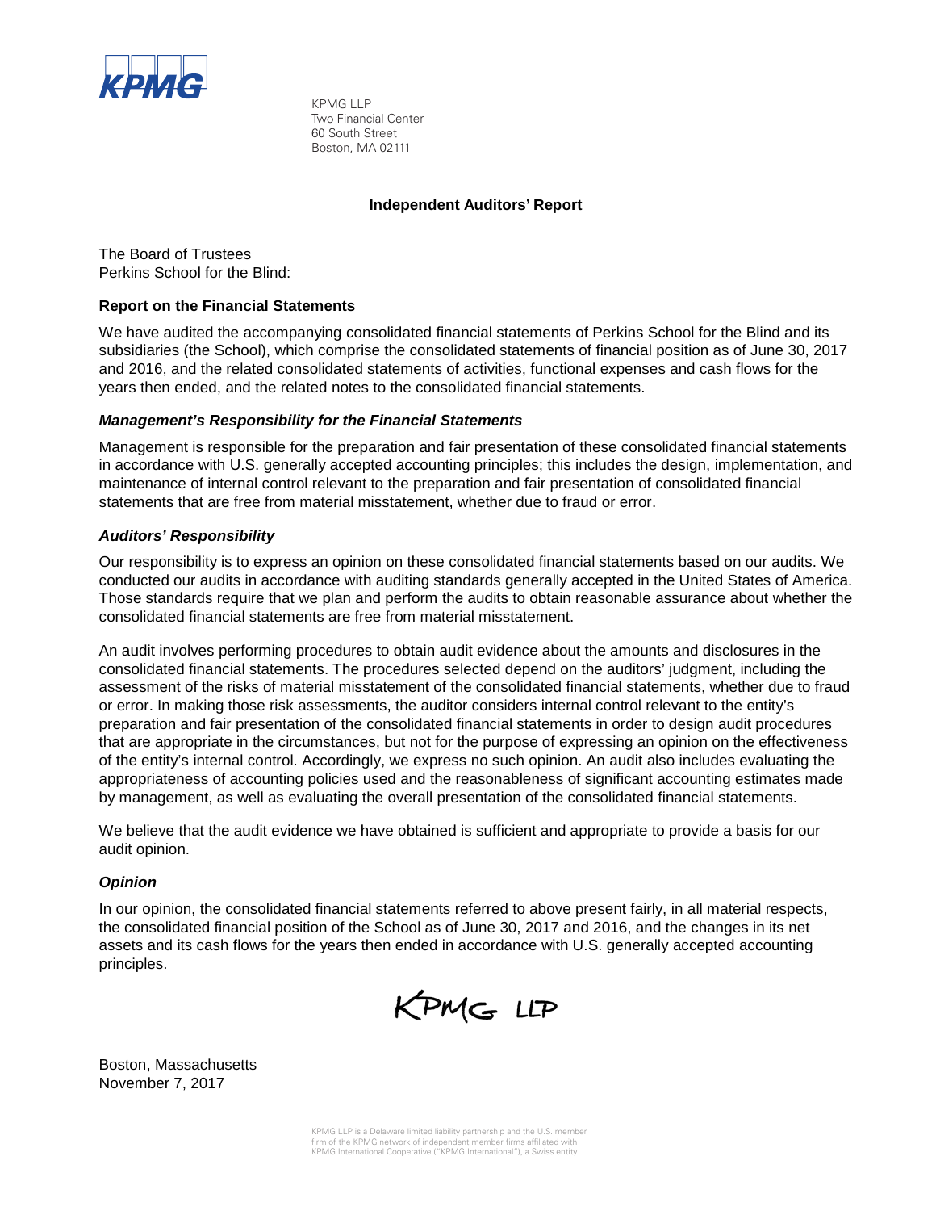KPMG LLP
Two Financial Center
60 South Street
Boston, MA 02111

## Independent Auditors' Report

The Board of Trustees
Perkins School for the Blind:

### Report on the Financial Statements

We have audited the accompanying consolidated financial statements of Perkins School for the Blind and its subsidiaries (the School), which comprise the consolidated statements of financial position as of June 30, 2017 and 2016, and the related consolidated statements of activities, functional expenses and cash flows for the years then ended, and the related notes to the consolidated financial statements.

#### *Management's Responsibility for the Financial Statements*

Management is responsible for the preparation and fair presentation of these consolidated financial statements in accordance with U.S. generally accepted accounting principles; this includes the design, implementation, and maintenance of internal control relevant to the preparation and fair presentation of consolidated financial statements that are free from material misstatement, whether due to fraud or error.

#### *Auditors' Responsibility*

Our responsibility is to express an opinion on these consolidated financial statements based on our audits. We conducted our audits in accordance with auditing standards generally accepted in the United States of America. Those standards require that we plan and perform the audits to obtain reasonable assurance about whether the consolidated financial statements are free from material misstatement.

An audit involves performing procedures to obtain audit evidence about the amounts and disclosures in the consolidated financial statements. The procedures selected depend on the auditors' judgment, including the assessment of the risks of material misstatement of the consolidated financial statements, whether due to fraud or error. In making those risk assessments, the auditor considers internal control relevant to the entity's preparation and fair presentation of the consolidated financial statements in order to design audit procedures that are appropriate in the circumstances, but not for the purpose of expressing an opinion on the effectiveness of the entity's internal control. Accordingly, we express no such opinion. An audit also includes evaluating the appropriateness of accounting policies used and the reasonableness of significant accounting estimates made by management, as well as evaluating the overall presentation of the consolidated financial statements.

We believe that the audit evidence we have obtained is sufficient and appropriate to provide a basis for our audit opinion.

#### *Opinion*

In our opinion, the consolidated financial statements referred to above present fairly, in all material respects, the consolidated financial position of the School as of June 30, 2017 and 2016, and the changes in its net assets and its cash flows for the years then ended in accordance with U.S. generally accepted accounting principles.

KPMG LLP

Boston, Massachusetts
November 7, 2017

KPMG LLP is a Delaware limited liability partnership and the U.S. member firm of the KPMG network of independent member firms affiliated with KPMG International Cooperative ("KPMG International"), a Swiss entity.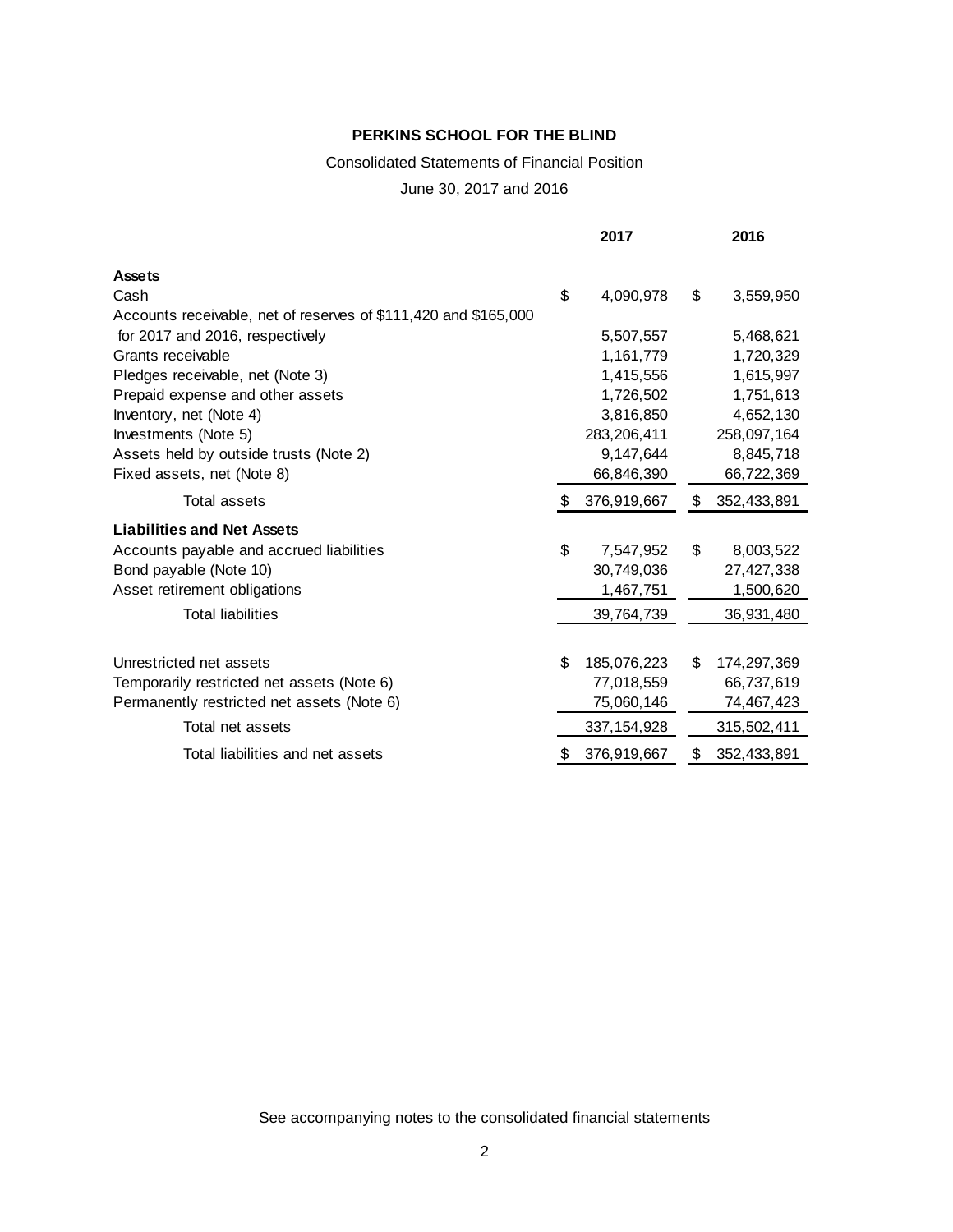# PERKINS SCHOOL FOR THE BLIND

Consolidated Statements of Financial Position

June 30, 2017 and 2016

| | 2017 | 2016 |
|---|---|---|
| **Assets** | | |
| Cash | $ 4,090,978 | $ 3,559,950 |
| Accounts receivable, net of reserves of $111,420 and $165,000 for 2017 and 2016, respectively | 5,507,557 | 5,468,621 |
| Grants receivable | 1,161,779 | 1,720,329 |
| Pledges receivable, net (Note 3) | 1,415,556 | 1,615,997 |
| Prepaid expense and other assets | 1,726,502 | 1,751,613 |
| Inventory, net (Note 4) | 3,816,850 | 4,652,130 |
| Investments (Note 5) | 283,206,411 | 258,097,164 |
| Assets held by outside trusts (Note 2) | 9,147,644 | 8,845,718 |
| Fixed assets, net (Note 8) | 66,846,390 | 66,722,369 |
| Total assets | $ 376,919,667 | $ 352,433,891 |
| **Liabilities and Net Assets** | | |
| Accounts payable and accrued liabilities | $ 7,547,952 | $ 8,003,522 |
| Bond payable (Note 10) | 30,749,036 | 27,427,338 |
| Asset retirement obligations | 1,467,751 | 1,500,620 |
| Total liabilities | 39,764,739 | 36,931,480 |
| | | |
| Unrestricted net assets | $ 185,076,223 | $ 174,297,369 |
| Temporarily restricted net assets (Note 6) | 77,018,559 | 66,737,619 |
| Permanently restricted net assets (Note 6) | 75,060,146 | 74,467,423 |
| Total net assets | 337,154,928 | 315,502,411 |
| Total liabilities and net assets | $ 376,919,667 | $ 352,433,891 |

See accompanying notes to the consolidated financial statements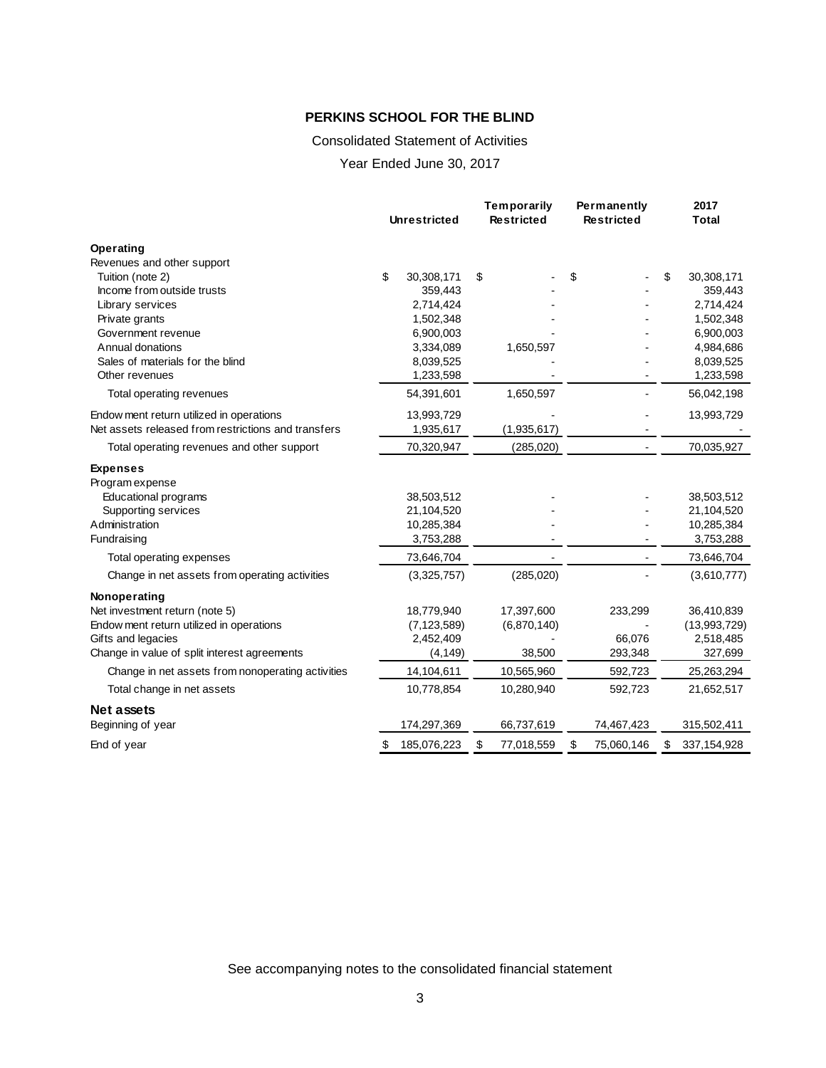# PERKINS SCHOOL FOR THE BLIND

Consolidated Statement of Activities

Year Ended June 30, 2017

| | Unrestricted | Temporarily Restricted | Permanently Restricted | 2017 Total |
|---|---|---|---|---|
| **Operating** | | | | |
| Revenues and other support | | | | |
| Tuition (note 2) | $ 30,308,171 | $ - | $ - | $ 30,308,171 |
| Income from outside trusts | 359,443 | - | - | 359,443 |
| Library services | 2,714,424 | - | - | 2,714,424 |
| Private grants | 1,502,348 | - | - | 1,502,348 |
| Government revenue | 6,900,003 | - | - | 6,900,003 |
| Annual donations | 3,334,089 | 1,650,597 | - | 4,984,686 |
| Sales of materials for the blind | 8,039,525 | - | - | 8,039,525 |
| Other revenues | 1,233,598 | - | - | 1,233,598 |
| Total operating revenues | 54,391,601 | 1,650,597 | - | 56,042,198 |
| Endowment return utilized in operations | 13,993,729 | - | - | 13,993,729 |
| Net assets released from restrictions and transfers | 1,935,617 | (1,935,617) | - | - |
| Total operating revenues and other support | 70,320,947 | (285,020) | - | 70,035,927 |
| **Expenses** | | | | |
| Program expense | | | | |
| Educational programs | 38,503,512 | - | - | 38,503,512 |
| Supporting services | 21,104,520 | - | - | 21,104,520 |
| Administration | 10,285,384 | - | - | 10,285,384 |
| Fundraising | 3,753,288 | - | - | 3,753,288 |
| Total operating expenses | 73,646,704 | - | - | 73,646,704 |
| Change in net assets from operating activities | (3,325,757) | (285,020) | - | (3,610,777) |
| **Nonoperating** | | | | |
| Net investment return (note 5) | 18,779,940 | 17,397,600 | 233,299 | 36,410,839 |
| Endowment return utilized in operations | (7,123,589) | (6,870,140) | - | (13,993,729) |
| Gifts and legacies | 2,452,409 | - | 66,076 | 2,518,485 |
| Change in value of split interest agreements | (4,149) | 38,500 | 293,348 | 327,699 |
| Change in net assets from nonoperating activities | 14,104,611 | 10,565,960 | 592,723 | 25,263,294 |
| Total change in net assets | 10,778,854 | 10,280,940 | 592,723 | 21,652,517 |
| **Net assets** | | | | |
| Beginning of year | 174,297,369 | 66,737,619 | 74,467,423 | 315,502,411 |
| End of year | $ 185,076,223 | $ 77,018,559 | $ 75,060,146 | $ 337,154,928 |

See accompanying notes to the consolidated financial statement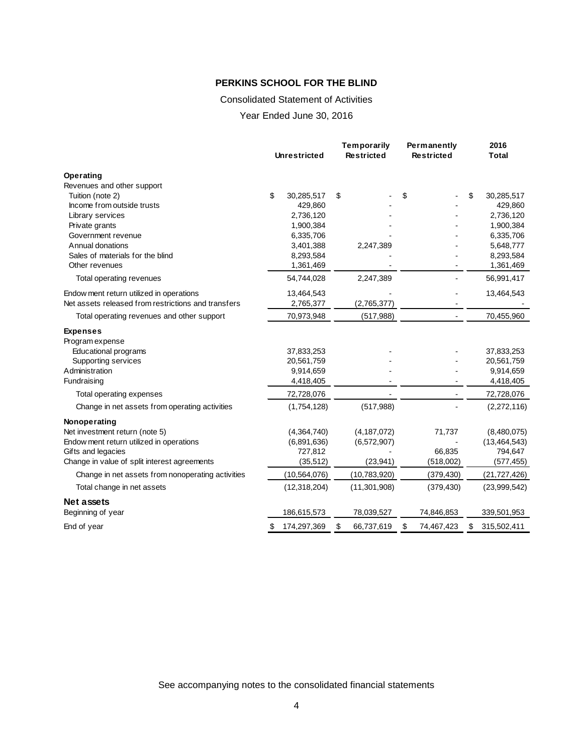**PERKINS SCHOOL FOR THE BLIND**

Consolidated Statement of Activities

Year Ended June 30, 2016

| | Unrestricted | Temporarily Restricted | Permanently Restricted | 2016 Total |
|---|---|---|---|---|
| **Operating** | | | | |
| Revenues and other support | | | | |
| Tuition (note 2) | $ 30,285,517 | $ - | $ - | $ 30,285,517 |
| Income from outside trusts | 429,860 | - | - | 429,860 |
| Library services | 2,736,120 | - | - | 2,736,120 |
| Private grants | 1,900,384 | - | - | 1,900,384 |
| Government revenue | 6,335,706 | - | - | 6,335,706 |
| Annual donations | 3,401,388 | 2,247,389 | - | 5,648,777 |
| Sales of materials for the blind | 8,293,584 | - | - | 8,293,584 |
| Other revenues | 1,361,469 | - | - | 1,361,469 |
| Total operating revenues | 54,744,028 | 2,247,389 | - | 56,991,417 |
| Endowment return utilized in operations | 13,464,543 | - | - | 13,464,543 |
| Net assets released from restrictions and transfers | 2,765,377 | (2,765,377) | - | - |
| Total operating revenues and other support | 70,973,948 | (517,988) | - | 70,455,960 |
| **Expenses** | | | | |
| Program expense | | | | |
| Educational programs | 37,833,253 | - | - | 37,833,253 |
| Supporting services | 20,561,759 | - | - | 20,561,759 |
| Administration | 9,914,659 | - | - | 9,914,659 |
| Fundraising | 4,418,405 | - | - | 4,418,405 |
| Total operating expenses | 72,728,076 | - | - | 72,728,076 |
| Change in net assets from operating activities | (1,754,128) | (517,988) | - | (2,272,116) |
| **Nonoperating** | | | | |
| Net investment return (note 5) | (4,364,740) | (4,187,072) | 71,737 | (8,480,075) |
| Endowment return utilized in operations | (6,891,636) | (6,572,907) | - | (13,464,543) |
| Gifts and legacies | 727,812 | - | 66,835 | 794,647 |
| Change in value of split interest agreements | (35,512) | (23,941) | (518,002) | (577,455) |
| Change in net assets from nonoperating activities | (10,564,076) | (10,783,920) | (379,430) | (21,727,426) |
| Total change in net assets | (12,318,204) | (11,301,908) | (379,430) | (23,999,542) |
| **Net assets** | | | | |
| Beginning of year | 186,615,573 | 78,039,527 | 74,846,853 | 339,501,953 |
| End of year | $ 174,297,369 | $ 66,737,619 | $ 74,467,423 | $ 315,502,411 |

See accompanying notes to the consolidated financial statements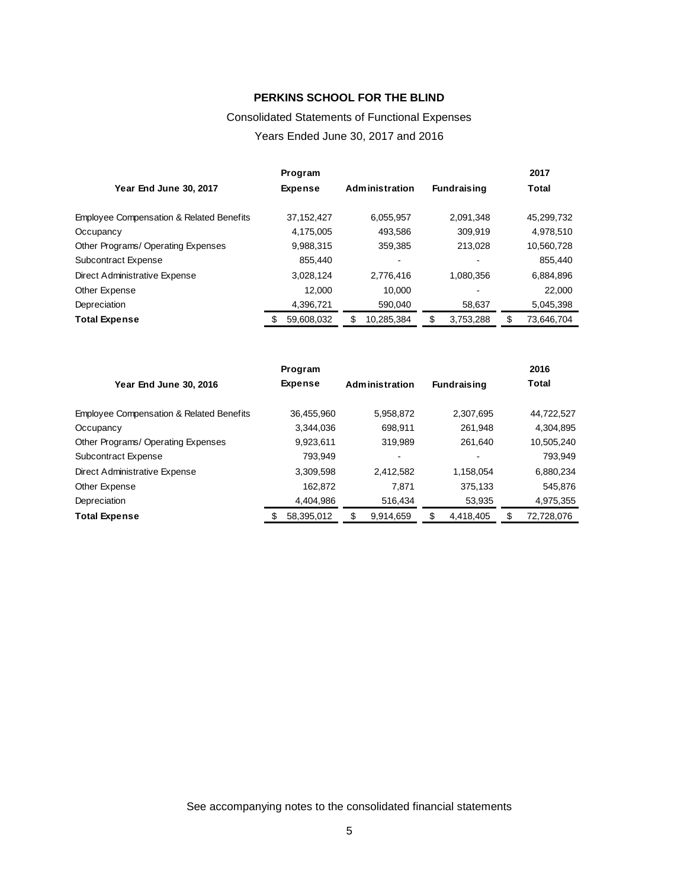# PERKINS SCHOOL FOR THE BLIND

Consolidated Statements of Functional Expenses

Years Ended June 30, 2017 and 2016

| Year End June 30, 2017 | Program Expense | Administration | Fundraising | 2017 Total |
|---|---|---|---|---|
| Employee Compensation & Related Benefits | 37,152,427 | 6,055,957 | 2,091,348 | 45,299,732 |
| Occupancy | 4,175,005 | 493,586 | 309,919 | 4,978,510 |
| Other Programs/ Operating Expenses | 9,988,315 | 359,385 | 213,028 | 10,560,728 |
| Subcontract Expense | 855,440 | - | - | 855,440 |
| Direct Administrative Expense | 3,028,124 | 2,776,416 | 1,080,356 | 6,884,896 |
| Other Expense | 12,000 | 10,000 | - | 22,000 |
| Depreciation | 4,396,721 | 590,040 | 58,637 | 5,045,398 |
| **Total Expense** | $ 59,608,032 | $ 10,285,384 | $ 3,753,288 | $ 73,646,704 |

| Year End June 30, 2016 | Program Expense | Administration | Fundraising | 2016 Total |
|---|---|---|---|---|
| Employee Compensation & Related Benefits | 36,455,960 | 5,958,872 | 2,307,695 | 44,722,527 |
| Occupancy | 3,344,036 | 698,911 | 261,948 | 4,304,895 |
| Other Programs/ Operating Expenses | 9,923,611 | 319,989 | 261,640 | 10,505,240 |
| Subcontract Expense | 793,949 | - | - | 793,949 |
| Direct Administrative Expense | 3,309,598 | 2,412,582 | 1,158,054 | 6,880,234 |
| Other Expense | 162,872 | 7,871 | 375,133 | 545,876 |
| Depreciation | 4,404,986 | 516,434 | 53,935 | 4,975,355 |
| **Total Expense** | $ 58,395,012 | $ 9,914,659 | $ 4,418,405 | $ 72,728,076 |

See accompanying notes to the consolidated financial statements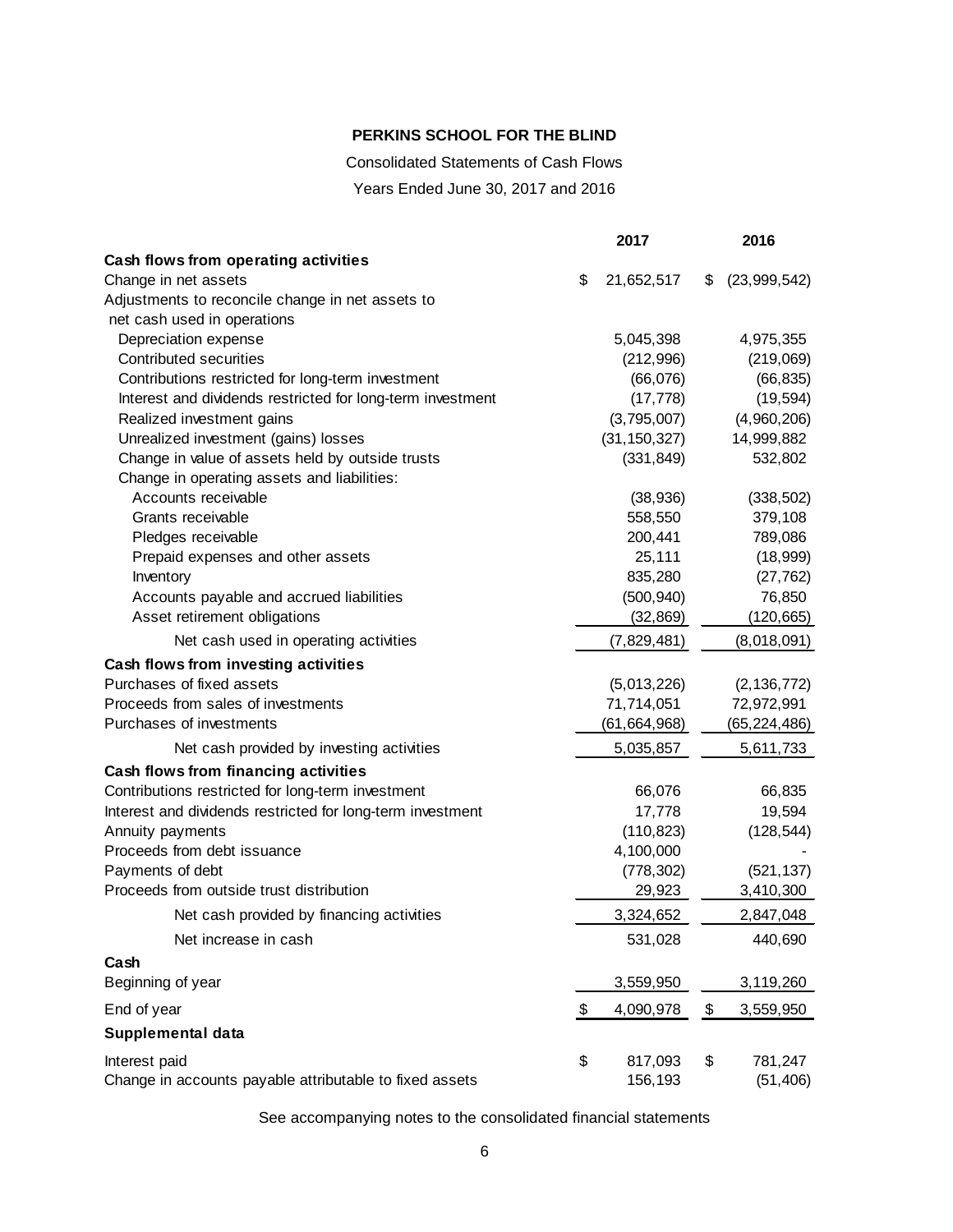**PERKINS SCHOOL FOR THE BLIND**

Consolidated Statements of Cash Flows

Years Ended June 30, 2017 and 2016

| | 2017 | 2016 |
|---|---|---|
| **Cash flows from operating activities** | | |
| Change in net assets | $ 21,652,517 | $ (23,999,542) |
| Adjustments to reconcile change in net assets to net cash used in operations | | |
| Depreciation expense | 5,045,398 | 4,975,355 |
| Contributed securities | (212,996) | (219,069) |
| Contributions restricted for long-term investment | (66,076) | (66,835) |
| Interest and dividends restricted for long-term investment | (17,778) | (19,594) |
| Realized investment gains | (3,795,007) | (4,960,206) |
| Unrealized investment (gains) losses | (31,150,327) | 14,999,882 |
| Change in value of assets held by outside trusts | (331,849) | 532,802 |
| Change in operating assets and liabilities: | | |
| Accounts receivable | (38,936) | (338,502) |
| Grants receivable | 558,550 | 379,108 |
| Pledges receivable | 200,441 | 789,086 |
| Prepaid expenses and other assets | 25,111 | (18,999) |
| Inventory | 835,280 | (27,762) |
| Accounts payable and accrued liabilities | (500,940) | 76,850 |
| Asset retirement obligations | (32,869) | (120,665) |
| Net cash used in operating activities | (7,829,481) | (8,018,091) |
| **Cash flows from investing activities** | | |
| Purchases of fixed assets | (5,013,226) | (2,136,772) |
| Proceeds from sales of investments | 71,714,051 | 72,972,991 |
| Purchases of investments | (61,664,968) | (65,224,486) |
| Net cash provided by investing activities | 5,035,857 | 5,611,733 |
| **Cash flows from financing activities** | | |
| Contributions restricted for long-term investment | 66,076 | 66,835 |
| Interest and dividends restricted for long-term investment | 17,778 | 19,594 |
| Annuity payments | (110,823) | (128,544) |
| Proceeds from debt issuance | 4,100,000 | - |
| Payments of debt | (778,302) | (521,137) |
| Proceeds from outside trust distribution | 29,923 | 3,410,300 |
| Net cash provided by financing activities | 3,324,652 | 2,847,048 |
| Net increase in cash | 531,028 | 440,690 |
| **Cash** | | |
| Beginning of year | 3,559,950 | 3,119,260 |
| End of year | $ 4,090,978 | $ 3,559,950 |
| **Supplemental data** | | |
| Interest paid | $ 817,093 | $ 781,247 |
| Change in accounts payable attributable to fixed assets | 156,193 | (51,406) |

See accompanying notes to the consolidated financial statements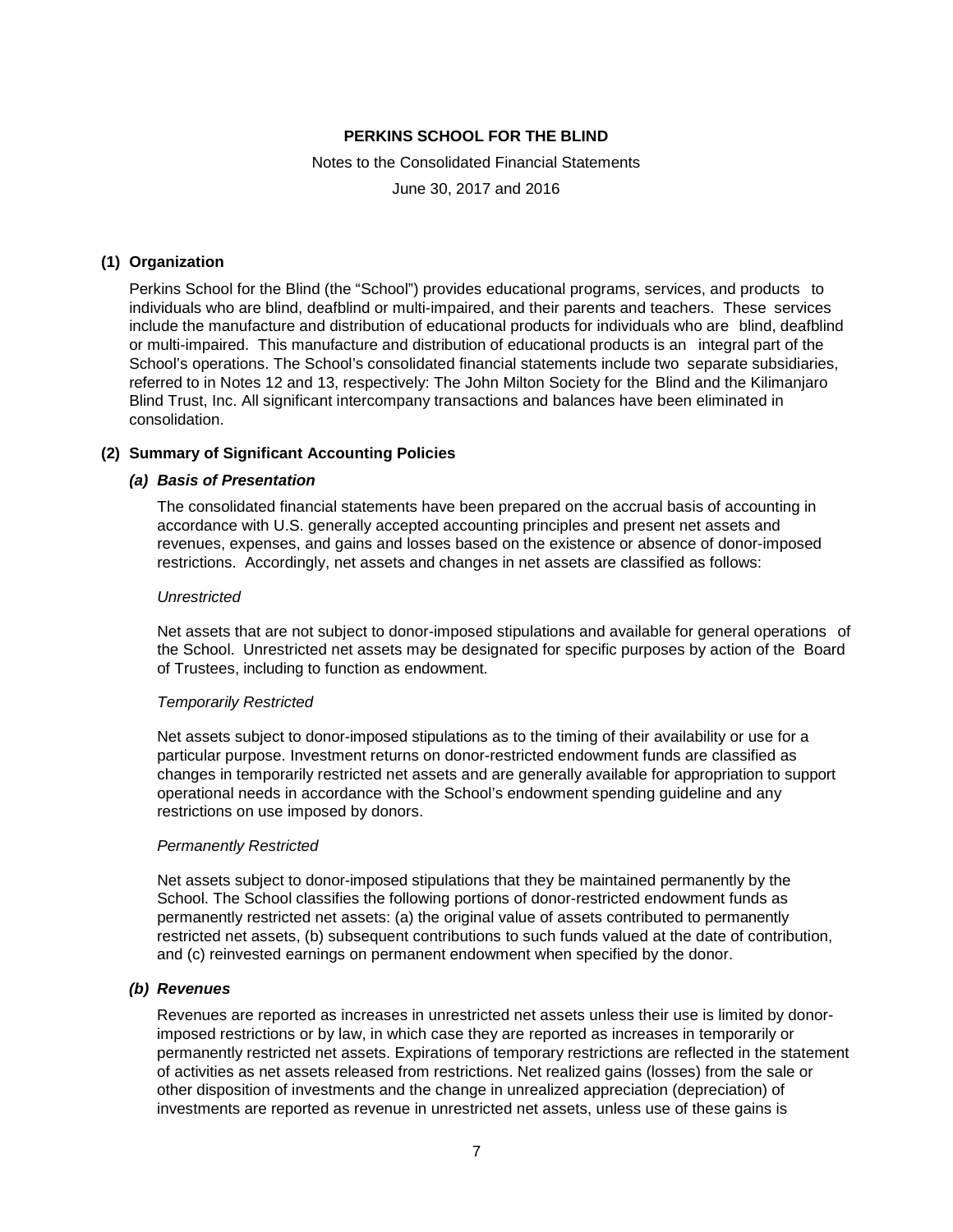**PERKINS SCHOOL FOR THE BLIND**

Notes to the Consolidated Financial Statements

June 30, 2017 and 2016

## (1) Organization

Perkins School for the Blind (the "School") provides educational programs, services, and products to individuals who are blind, deafblind or multi-impaired, and their parents and teachers. These services include the manufacture and distribution of educational products for individuals who are blind, deafblind or multi-impaired. This manufacture and distribution of educational products is an integral part of the School's operations. The School's consolidated financial statements include two separate subsidiaries, referred to in Notes 12 and 13, respectively: The John Milton Society for the Blind and the Kilimanjaro Blind Trust, Inc. All significant intercompany transactions and balances have been eliminated in consolidation.

## (2) Summary of Significant Accounting Policies

### *(a) Basis of Presentation*

The consolidated financial statements have been prepared on the accrual basis of accounting in accordance with U.S. generally accepted accounting principles and present net assets and revenues, expenses, and gains and losses based on the existence or absence of donor-imposed restrictions. Accordingly, net assets and changes in net assets are classified as follows:

*Unrestricted*

Net assets that are not subject to donor-imposed stipulations and available for general operations of the School. Unrestricted net assets may be designated for specific purposes by action of the Board of Trustees, including to function as endowment.

*Temporarily Restricted*

Net assets subject to donor-imposed stipulations as to the timing of their availability or use for a particular purpose. Investment returns on donor-restricted endowment funds are classified as changes in temporarily restricted net assets and are generally available for appropriation to support operational needs in accordance with the School's endowment spending guideline and any restrictions on use imposed by donors.

*Permanently Restricted*

Net assets subject to donor-imposed stipulations that they be maintained permanently by the School. The School classifies the following portions of donor-restricted endowment funds as permanently restricted net assets: (a) the original value of assets contributed to permanently restricted net assets, (b) subsequent contributions to such funds valued at the date of contribution, and (c) reinvested earnings on permanent endowment when specified by the donor.

### *(b) Revenues*

Revenues are reported as increases in unrestricted net assets unless their use is limited by donor-imposed restrictions or by law, in which case they are reported as increases in temporarily or permanently restricted net assets. Expirations of temporary restrictions are reflected in the statement of activities as net assets released from restrictions. Net realized gains (losses) from the sale or other disposition of investments and the change in unrealized appreciation (depreciation) of investments are reported as revenue in unrestricted net assets, unless use of these gains is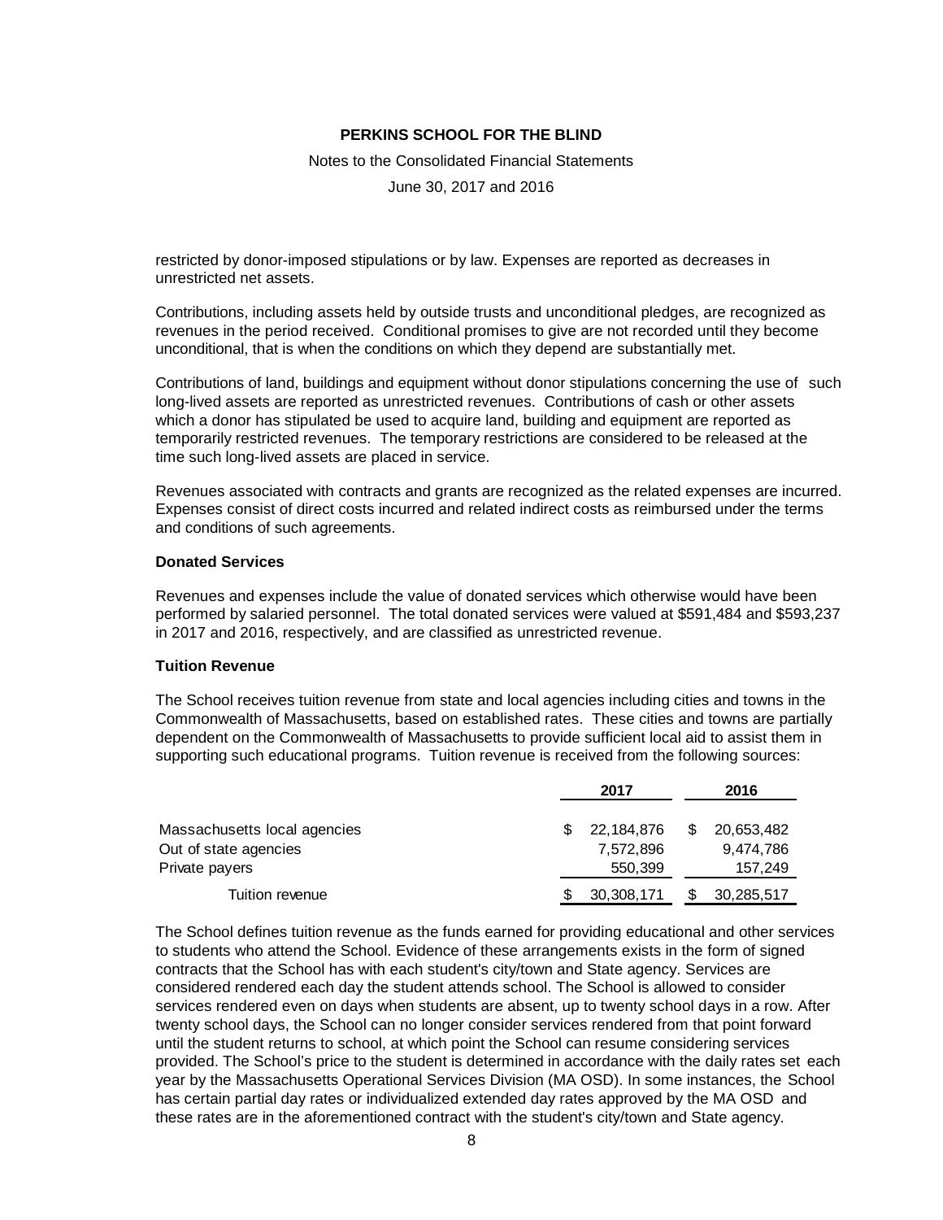restricted by donor-imposed stipulations or by law. Expenses are reported as decreases in unrestricted net assets.

Contributions, including assets held by outside trusts and unconditional pledges, are recognized as revenues in the period received. Conditional promises to give are not recorded until they become unconditional, that is when the conditions on which they depend are substantially met.

Contributions of land, buildings and equipment without donor stipulations concerning the use of such long-lived assets are reported as unrestricted revenues. Contributions of cash or other assets which a donor has stipulated be used to acquire land, building and equipment are reported as temporarily restricted revenues. The temporary restrictions are considered to be released at the time such long-lived assets are placed in service.

Revenues associated with contracts and grants are recognized as the related expenses are incurred. Expenses consist of direct costs incurred and related indirect costs as reimbursed under the terms and conditions of such agreements.

**Donated Services**

Revenues and expenses include the value of donated services which otherwise would have been performed by salaried personnel. The total donated services were valued at $591,484 and $593,237 in 2017 and 2016, respectively, and are classified as unrestricted revenue.

**Tuition Revenue**

The School receives tuition revenue from state and local agencies including cities and towns in the Commonwealth of Massachusetts, based on established rates. These cities and towns are partially dependent on the Commonwealth of Massachusetts to provide sufficient local aid to assist them in supporting such educational programs. Tuition revenue is received from the following sources:

| | 2017 | 2016 |
|---|---|---|
| Massachusetts local agencies | $ 22,184,876 | $ 20,653,482 |
| Out of state agencies | 7,572,896 | 9,474,786 |
| Private payers | 550,399 | 157,249 |
| Tuition revenue | $ 30,308,171 | $ 30,285,517 |

The School defines tuition revenue as the funds earned for providing educational and other services to students who attend the School. Evidence of these arrangements exists in the form of signed contracts that the School has with each student's city/town and State agency. Services are considered rendered each day the student attends school. The School is allowed to consider services rendered even on days when students are absent, up to twenty school days in a row. After twenty school days, the School can no longer consider services rendered from that point forward until the student returns to school, at which point the School can resume considering services provided. The School's price to the student is determined in accordance with the daily rates set each year by the Massachusetts Operational Services Division (MA OSD). In some instances, the School has certain partial day rates or individualized extended day rates approved by the MA OSD and these rates are in the aforementioned contract with the student's city/town and State agency.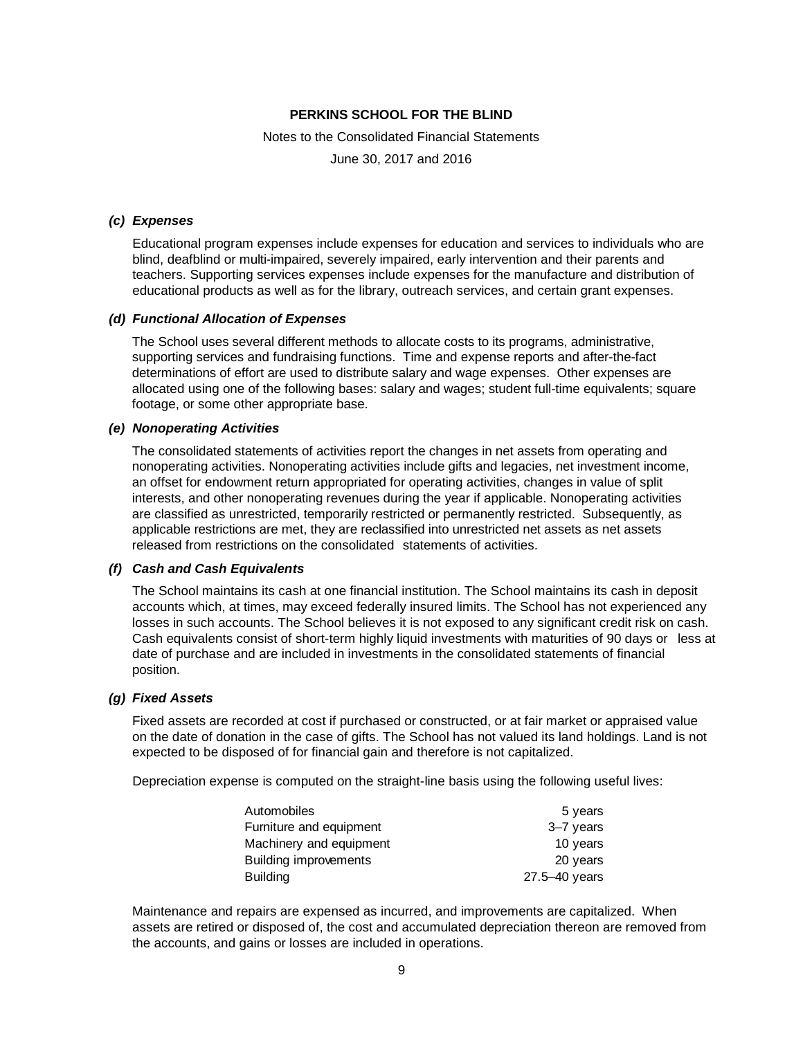**PERKINS SCHOOL FOR THE BLIND**

Notes to the Consolidated Financial Statements

June 30, 2017 and 2016

***(c) Expenses***

Educational program expenses include expenses for education and services to individuals who are blind, deafblind or multi-impaired, severely impaired, early intervention and their parents and teachers. Supporting services expenses include expenses for the manufacture and distribution of educational products as well as for the library, outreach services, and certain grant expenses.

***(d) Functional Allocation of Expenses***

The School uses several different methods to allocate costs to its programs, administrative, supporting services and fundraising functions. Time and expense reports and after-the-fact determinations of effort are used to distribute salary and wage expenses. Other expenses are allocated using one of the following bases: salary and wages; student full-time equivalents; square footage, or some other appropriate base.

***(e) Nonoperating Activities***

The consolidated statements of activities report the changes in net assets from operating and nonoperating activities. Nonoperating activities include gifts and legacies, net investment income, an offset for endowment return appropriated for operating activities, changes in value of split interests, and other nonoperating revenues during the year if applicable. Nonoperating activities are classified as unrestricted, temporarily restricted or permanently restricted. Subsequently, as applicable restrictions are met, they are reclassified into unrestricted net assets as net assets released from restrictions on the consolidated statements of activities.

***(f) Cash and Cash Equivalents***

The School maintains its cash at one financial institution. The School maintains its cash in deposit accounts which, at times, may exceed federally insured limits. The School has not experienced any losses in such accounts. The School believes it is not exposed to any significant credit risk on cash. Cash equivalents consist of short-term highly liquid investments with maturities of 90 days or less at date of purchase and are included in investments in the consolidated statements of financial position.

***(g) Fixed Assets***

Fixed assets are recorded at cost if purchased or constructed, or at fair market or appraised value on the date of donation in the case of gifts. The School has not valued its land holdings. Land is not expected to be disposed of for financial gain and therefore is not capitalized.

Depreciation expense is computed on the straight-line basis using the following useful lives:

| | |
|---|---|
| Automobiles | 5 years |
| Furniture and equipment | 3–7 years |
| Machinery and equipment | 10 years |
| Building improvements | 20 years |
| Building | 27.5–40 years |

Maintenance and repairs are expensed as incurred, and improvements are capitalized. When assets are retired or disposed of, the cost and accumulated depreciation thereon are removed from the accounts, and gains or losses are included in operations.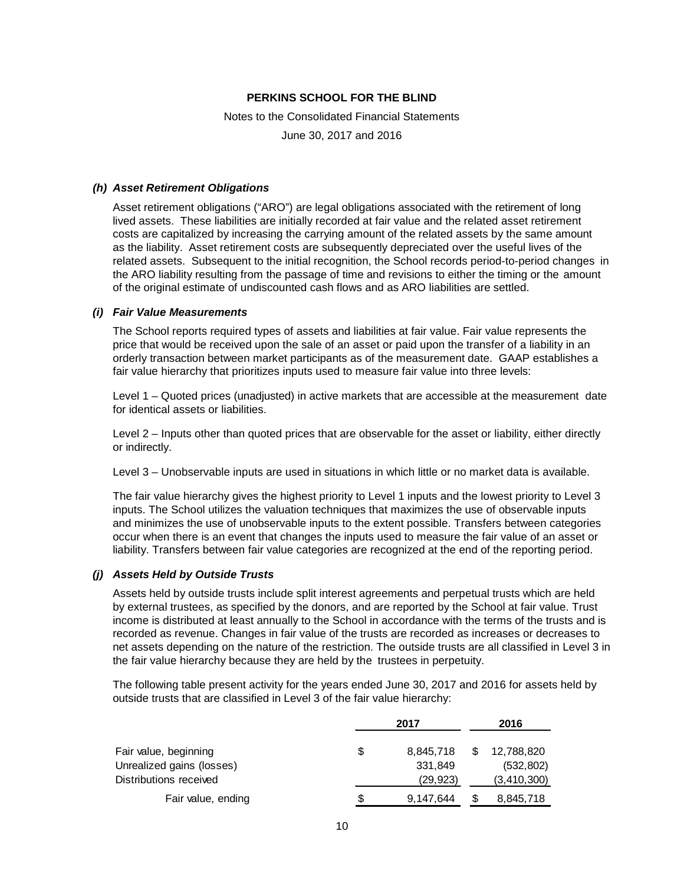# PERKINS SCHOOL FOR THE BLIND

Notes to the Consolidated Financial Statements

June 30, 2017 and 2016

### *(h) Asset Retirement Obligations*

Asset retirement obligations ("ARO") are legal obligations associated with the retirement of long lived assets. These liabilities are initially recorded at fair value and the related asset retirement costs are capitalized by increasing the carrying amount of the related assets by the same amount as the liability. Asset retirement costs are subsequently depreciated over the useful lives of the related assets. Subsequent to the initial recognition, the School records period-to-period changes in the ARO liability resulting from the passage of time and revisions to either the timing or the amount of the original estimate of undiscounted cash flows and as ARO liabilities are settled.

### *(i) Fair Value Measurements*

The School reports required types of assets and liabilities at fair value. Fair value represents the price that would be received upon the sale of an asset or paid upon the transfer of a liability in an orderly transaction between market participants as of the measurement date. GAAP establishes a fair value hierarchy that prioritizes inputs used to measure fair value into three levels:

Level 1 – Quoted prices (unadjusted) in active markets that are accessible at the measurement date for identical assets or liabilities.

Level 2 – Inputs other than quoted prices that are observable for the asset or liability, either directly or indirectly.

Level 3 – Unobservable inputs are used in situations in which little or no market data is available.

The fair value hierarchy gives the highest priority to Level 1 inputs and the lowest priority to Level 3 inputs. The School utilizes the valuation techniques that maximizes the use of observable inputs and minimizes the use of unobservable inputs to the extent possible. Transfers between categories occur when there is an event that changes the inputs used to measure the fair value of an asset or liability. Transfers between fair value categories are recognized at the end of the reporting period.

### *(j) Assets Held by Outside Trusts*

Assets held by outside trusts include split interest agreements and perpetual trusts which are held by external trustees, as specified by the donors, and are reported by the School at fair value. Trust income is distributed at least annually to the School in accordance with the terms of the trusts and is recorded as revenue. Changes in fair value of the trusts are recorded as increases or decreases to net assets depending on the nature of the restriction. The outside trusts are all classified in Level 3 in the fair value hierarchy because they are held by the trustees in perpetuity.

The following table present activity for the years ended June 30, 2017 and 2016 for assets held by outside trusts that are classified in Level 3 of the fair value hierarchy:

| | 2017 | 2016 |
|---|---|---|
| Fair value, beginning | $ 8,845,718 | $ 12,788,820 |
| Unrealized gains (losses) | 331,849 | (532,802) |
| Distributions received | (29,923) | (3,410,300) |
| Fair value, ending | $ 9,147,644 | $ 8,845,718 |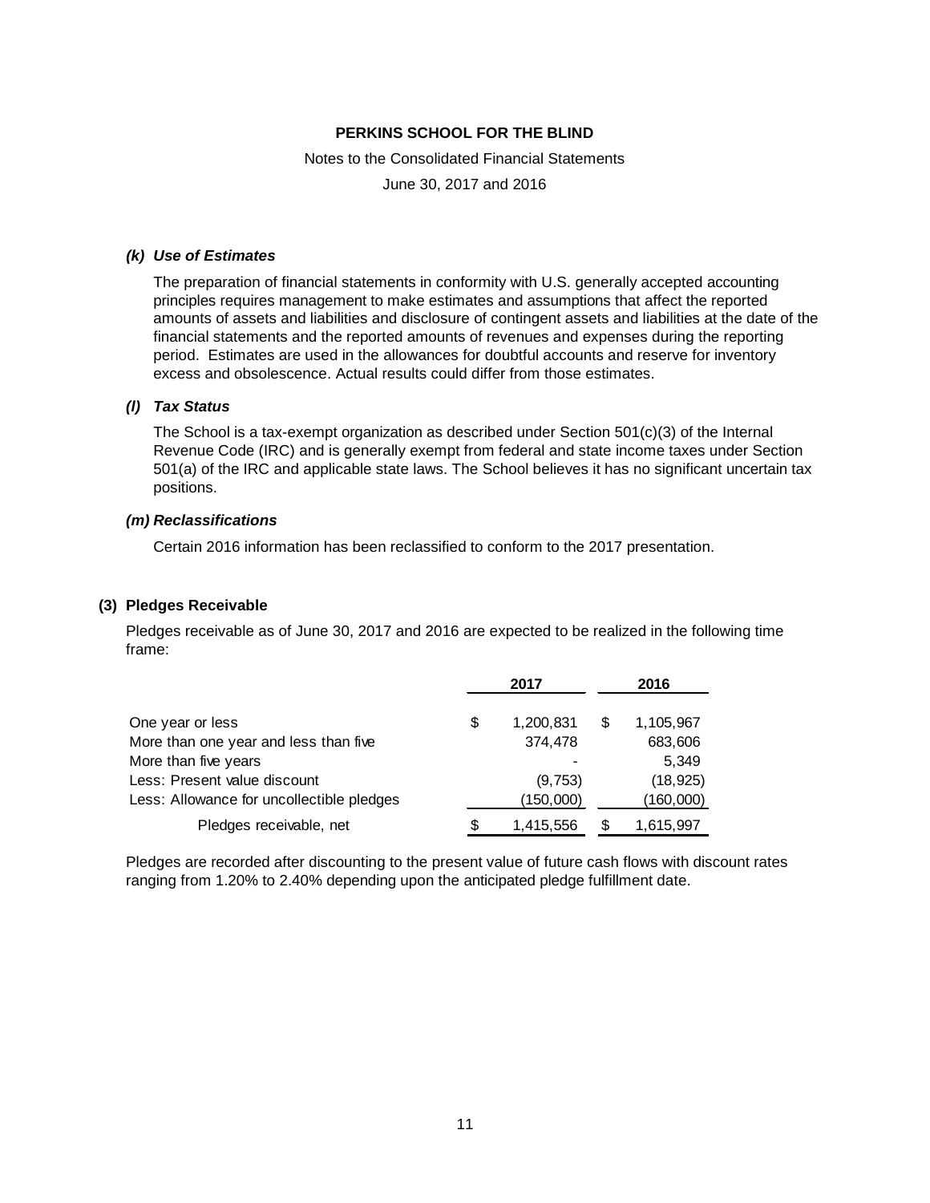### *(k) Use of Estimates*

The preparation of financial statements in conformity with U.S. generally accepted accounting principles requires management to make estimates and assumptions that affect the reported amounts of assets and liabilities and disclosure of contingent assets and liabilities at the date of the financial statements and the reported amounts of revenues and expenses during the reporting period. Estimates are used in the allowances for doubtful accounts and reserve for inventory excess and obsolescence. Actual results could differ from those estimates.

### *(l) Tax Status*

The School is a tax-exempt organization as described under Section 501(c)(3) of the Internal Revenue Code (IRC) and is generally exempt from federal and state income taxes under Section 501(a) of the IRC and applicable state laws. The School believes it has no significant uncertain tax positions.

### *(m) Reclassifications*

Certain 2016 information has been reclassified to conform to the 2017 presentation.

## (3) Pledges Receivable

Pledges receivable as of June 30, 2017 and 2016 are expected to be realized in the following time frame:

| | 2017 | 2016 |
|---|---|---|
| One year or less | $ 1,200,831 | $ 1,105,967 |
| More than one year and less than five | 374,478 | 683,606 |
| More than five years | - | 5,349 |
| Less: Present value discount | (9,753) | (18,925) |
| Less: Allowance for uncollectible pledges | (150,000) | (160,000) |
| Pledges receivable, net | $ 1,415,556 | $ 1,615,997 |

Pledges are recorded after discounting to the present value of future cash flows with discount rates ranging from 1.20% to 2.40% depending upon the anticipated pledge fulfillment date.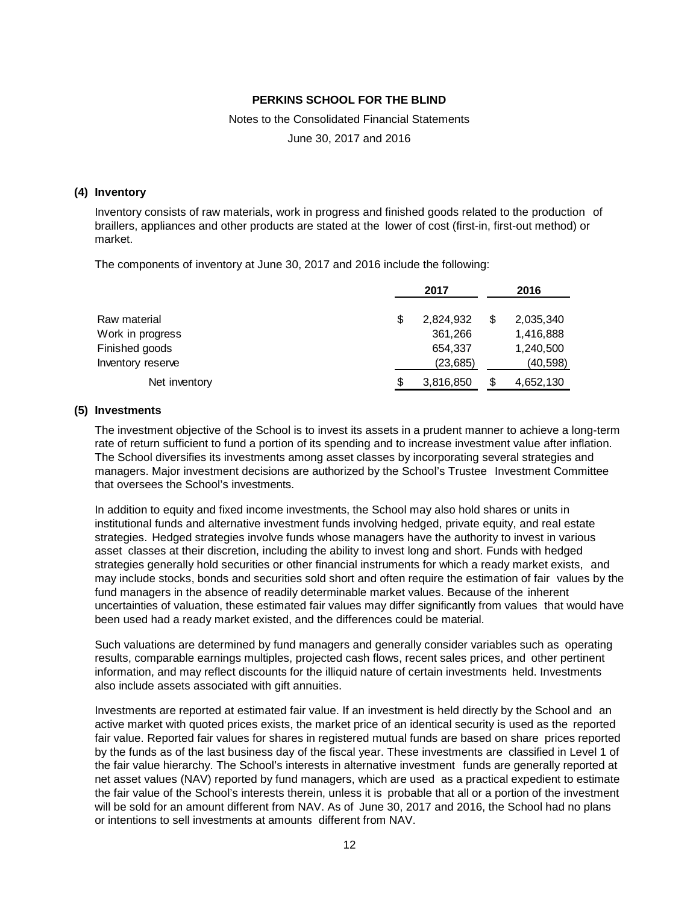### (4) Inventory

Inventory consists of raw materials, work in progress and finished goods related to the production of braillers, appliances and other products are stated at the lower of cost (first-in, first-out method) or market.

The components of inventory at June 30, 2017 and 2016 include the following:

| | 2017 | 2016 |
|---|---|---|
| Raw material | $ 2,824,932 | $ 2,035,340 |
| Work in progress | 361,266 | 1,416,888 |
| Finished goods | 654,337 | 1,240,500 |
| Inventory reserve | (23,685) | (40,598) |
| Net inventory | $ 3,816,850 | $ 4,652,130 |

### (5) Investments

The investment objective of the School is to invest its assets in a prudent manner to achieve a long-term rate of return sufficient to fund a portion of its spending and to increase investment value after inflation. The School diversifies its investments among asset classes by incorporating several strategies and managers. Major investment decisions are authorized by the School's Trustee Investment Committee that oversees the School's investments.

In addition to equity and fixed income investments, the School may also hold shares or units in institutional funds and alternative investment funds involving hedged, private equity, and real estate strategies. Hedged strategies involve funds whose managers have the authority to invest in various asset classes at their discretion, including the ability to invest long and short. Funds with hedged strategies generally hold securities or other financial instruments for which a ready market exists, and may include stocks, bonds and securities sold short and often require the estimation of fair values by the fund managers in the absence of readily determinable market values. Because of the inherent uncertainties of valuation, these estimated fair values may differ significantly from values that would have been used had a ready market existed, and the differences could be material.

Such valuations are determined by fund managers and generally consider variables such as operating results, comparable earnings multiples, projected cash flows, recent sales prices, and other pertinent information, and may reflect discounts for the illiquid nature of certain investments held. Investments also include assets associated with gift annuities.

Investments are reported at estimated fair value. If an investment is held directly by the School and an active market with quoted prices exists, the market price of an identical security is used as the reported fair value. Reported fair values for shares in registered mutual funds are based on share prices reported by the funds as of the last business day of the fiscal year. These investments are classified in Level 1 of the fair value hierarchy. The School's interests in alternative investment funds are generally reported at net asset values (NAV) reported by fund managers, which are used as a practical expedient to estimate the fair value of the School's interests therein, unless it is probable that all or a portion of the investment will be sold for an amount different from NAV. As of June 30, 2017 and 2016, the School had no plans or intentions to sell investments at amounts different from NAV.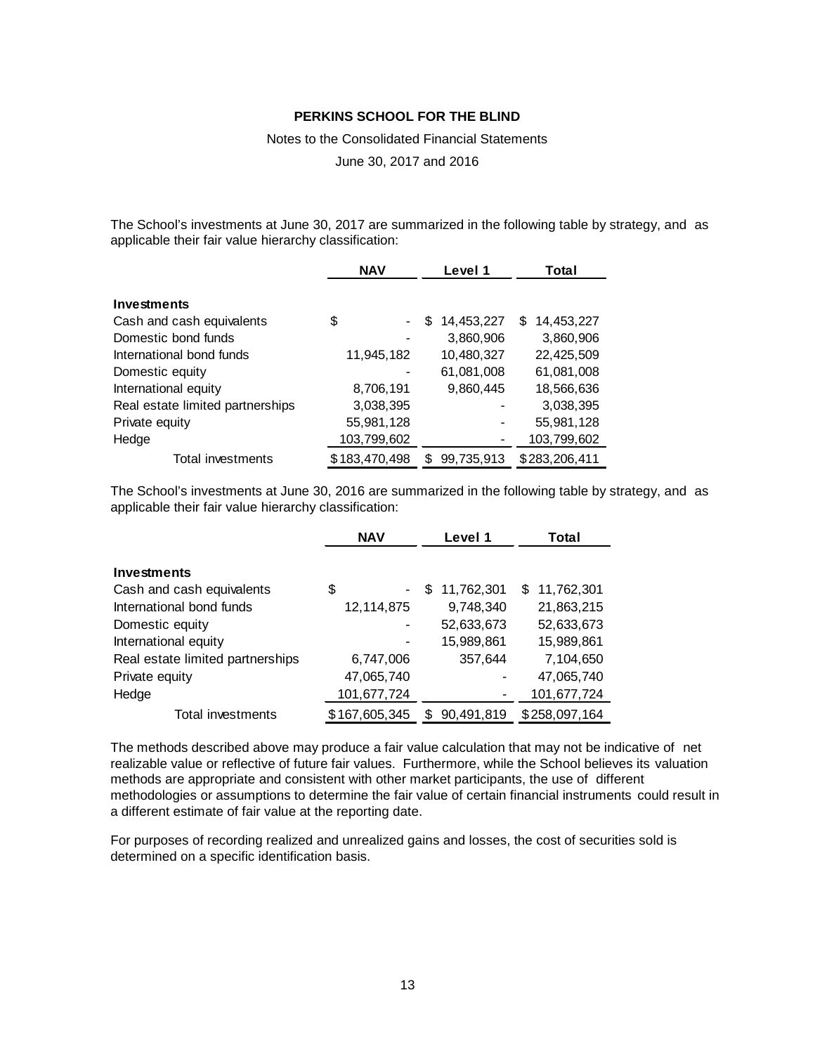**PERKINS SCHOOL FOR THE BLIND**

Notes to the Consolidated Financial Statements

June 30, 2017 and 2016

The School's investments at June 30, 2017 are summarized in the following table by strategy, and as applicable their fair value hierarchy classification:

| | NAV | Level 1 | Total |
|---|---|---|---|
| **Investments** | | | |
| Cash and cash equivalents | $ - | $ 14,453,227 | $ 14,453,227 |
| Domestic bond funds | - | 3,860,906 | 3,860,906 |
| International bond funds | 11,945,182 | 10,480,327 | 22,425,509 |
| Domestic equity | - | 61,081,008 | 61,081,008 |
| International equity | 8,706,191 | 9,860,445 | 18,566,636 |
| Real estate limited partnerships | 3,038,395 | - | 3,038,395 |
| Private equity | 55,981,128 | - | 55,981,128 |
| Hedge | 103,799,602 | - | 103,799,602 |
| Total investments | $183,470,498 | $ 99,735,913 | $283,206,411 |

The School's investments at June 30, 2016 are summarized in the following table by strategy, and as applicable their fair value hierarchy classification:

| | NAV | Level 1 | Total |
|---|---|---|---|
| **Investments** | | | |
| Cash and cash equivalents | $ - | $ 11,762,301 | $ 11,762,301 |
| International bond funds | 12,114,875 | 9,748,340 | 21,863,215 |
| Domestic equity | - | 52,633,673 | 52,633,673 |
| International equity | - | 15,989,861 | 15,989,861 |
| Real estate limited partnerships | 6,747,006 | 357,644 | 7,104,650 |
| Private equity | 47,065,740 | - | 47,065,740 |
| Hedge | 101,677,724 | - | 101,677,724 |
| Total investments | $167,605,345 | $ 90,491,819 | $258,097,164 |

The methods described above may produce a fair value calculation that may not be indicative of net realizable value or reflective of future fair values. Furthermore, while the School believes its valuation methods are appropriate and consistent with other market participants, the use of different methodologies or assumptions to determine the fair value of certain financial instruments could result in a different estimate of fair value at the reporting date.

For purposes of recording realized and unrealized gains and losses, the cost of securities sold is determined on a specific identification basis.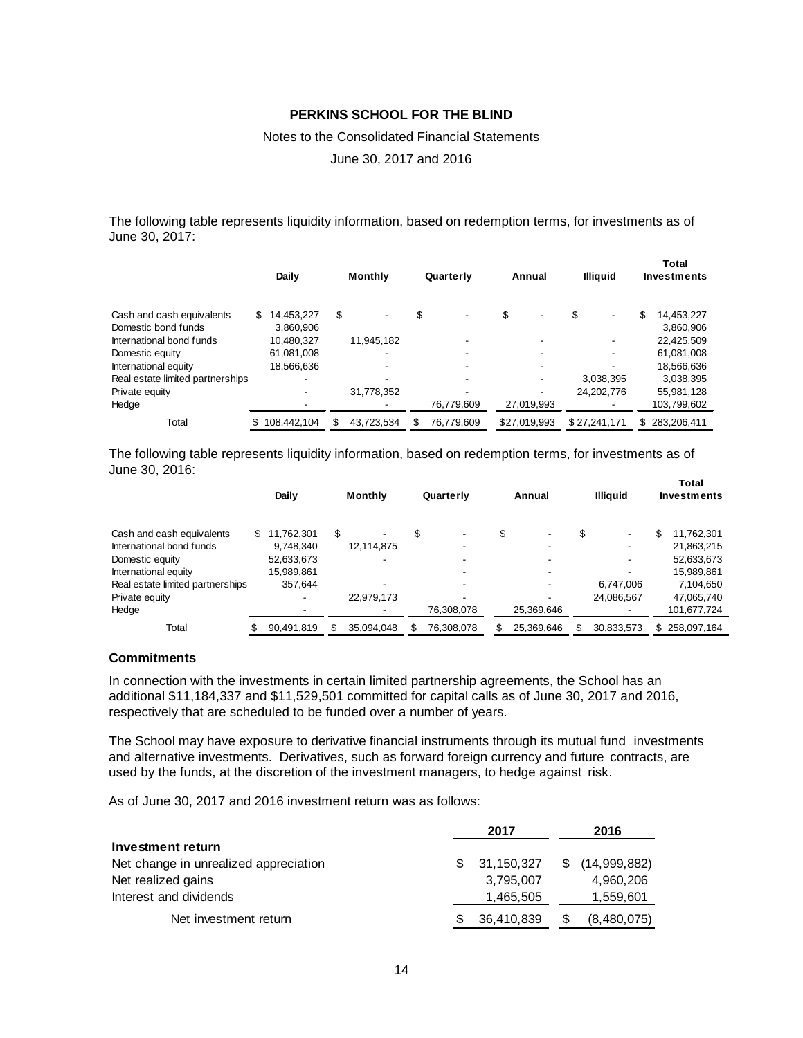**PERKINS SCHOOL FOR THE BLIND**

Notes to the Consolidated Financial Statements

June 30, 2017 and 2016

The following table represents liquidity information, based on redemption terms, for investments as of June 30, 2017:

| | Daily | Monthly | Quarterly | Annual | Illiquid | Total Investments |
|---|---|---|---|---|---|---|
| Cash and cash equivalents | $ 14,453,227 | $ - | $ - | $ - | $ - | $ 14,453,227 |
| Domestic bond funds | 3,860,906 | | | | | 3,860,906 |
| International bond funds | 10,480,327 | 11,945,182 | - | - | - | 22,425,509 |
| Domestic equity | 61,081,008 | - | - | - | - | 61,081,008 |
| International equity | 18,566,636 | - | - | - | - | 18,566,636 |
| Real estate limited partnerships | - | - | - | - | 3,038,395 | 3,038,395 |
| Private equity | - | 31,778,352 | - | - | 24,202,776 | 55,981,128 |
| Hedge | - | - | 76,779,609 | 27,019,993 | - | 103,799,602 |
| Total | $ 108,442,104 | $ 43,723,534 | $ 76,779,609 | $27,019,993 | $ 27,241,171 | $ 283,206,411 |

The following table represents liquidity information, based on redemption terms, for investments as of June 30, 2016:

| | Daily | Monthly | Quarterly | Annual | Illiquid | Total Investments |
|---|---|---|---|---|---|---|
| Cash and cash equivalents | $ 11,762,301 | $ - | $ - | $ - | $ - | $ 11,762,301 |
| International bond funds | 9,748,340 | 12,114,875 | - | - | - | 21,863,215 |
| Domestic equity | 52,633,673 | - | - | - | - | 52,633,673 |
| International equity | 15,989,861 | | - | - | - | 15,989,861 |
| Real estate limited partnerships | 357,644 | - | - | - | 6,747,006 | 7,104,650 |
| Private equity | - | 22,979,173 | - | - | 24,086,567 | 47,065,740 |
| Hedge | - | - | 76,308,078 | 25,369,646 | - | 101,677,724 |
| Total | $ 90,491,819 | $ 35,094,048 | $ 76,308,078 | $ 25,369,646 | $ 30,833,573 | $ 258,097,164 |

### Commitments

In connection with the investments in certain limited partnership agreements, the School has an additional $11,184,337 and $11,529,501 committed for capital calls as of June 30, 2017 and 2016, respectively that are scheduled to be funded over a number of years.

The School may have exposure to derivative financial instruments through its mutual fund investments and alternative investments. Derivatives, such as forward foreign currency and future contracts, are used by the funds, at the discretion of the investment managers, to hedge against risk.

As of June 30, 2017 and 2016 investment return was as follows:

| | 2017 | 2016 |
|---|---|---|
| **Investment return** | | |
| Net change in unrealized appreciation | $ 31,150,327 | $ (14,999,882) |
| Net realized gains | 3,795,007 | 4,960,206 |
| Interest and dividends | 1,465,505 | 1,559,601 |
| Net investment return | $ 36,410,839 | $ (8,480,075) |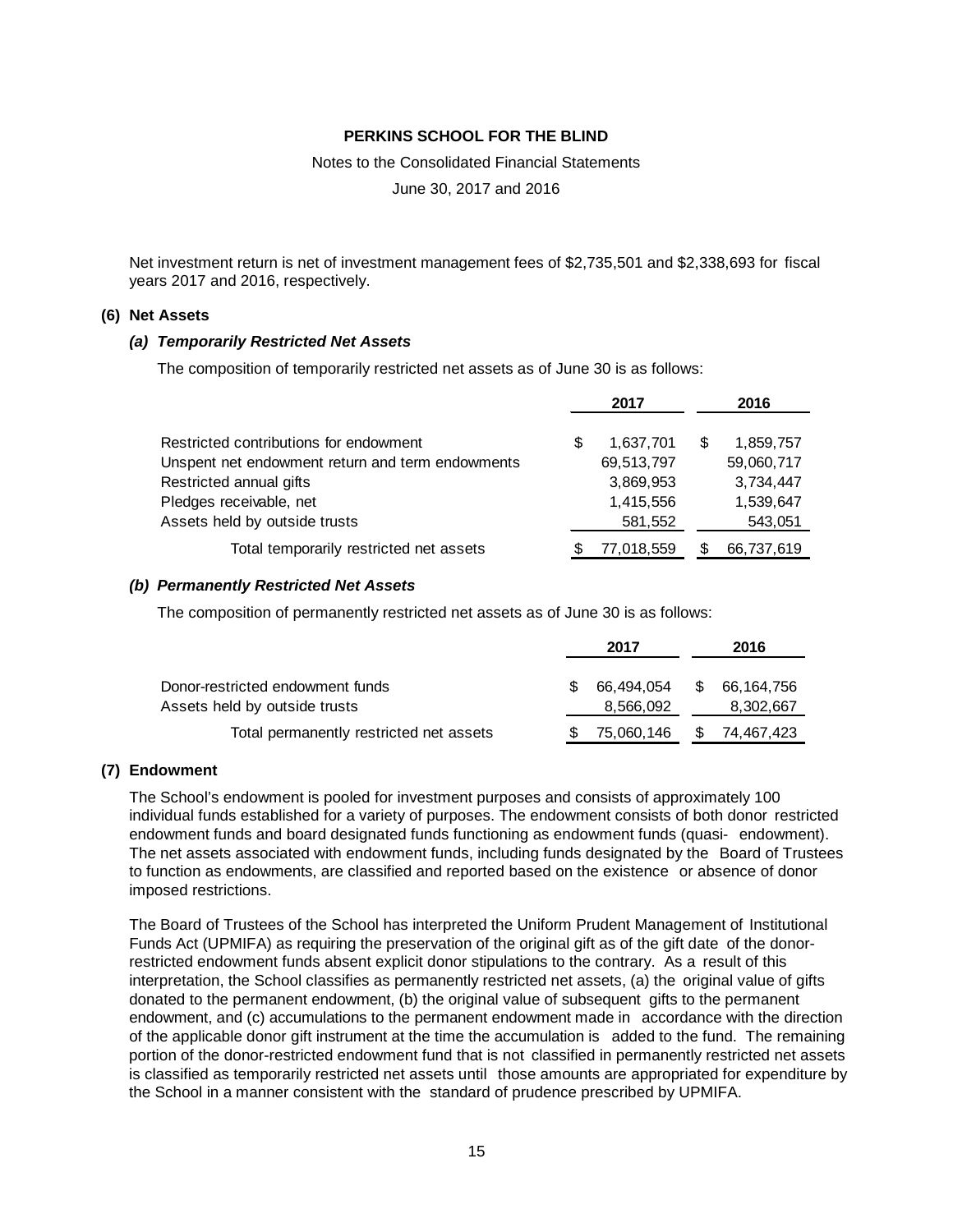Net investment return is net of investment management fees of $2,735,501 and $2,338,693 for fiscal years 2017 and 2016, respectively.

## (6) Net Assets

### *(a) Temporarily Restricted Net Assets*

The composition of temporarily restricted net assets as of June 30 is as follows:

| | 2017 | 2016 |
|---|---|---|
| Restricted contributions for endowment | $ 1,637,701 | $ 1,859,757 |
| Unspent net endowment return and term endowments | 69,513,797 | 59,060,717 |
| Restricted annual gifts | 3,869,953 | 3,734,447 |
| Pledges receivable, net | 1,415,556 | 1,539,647 |
| Assets held by outside trusts | 581,552 | 543,051 |
| Total temporarily restricted net assets | $ 77,018,559 | $ 66,737,619 |

### *(b) Permanently Restricted Net Assets*

The composition of permanently restricted net assets as of June 30 is as follows:

| | 2017 | 2016 |
|---|---|---|
| Donor-restricted endowment funds | $ 66,494,054 | $ 66,164,756 |
| Assets held by outside trusts | 8,566,092 | 8,302,667 |
| Total permanently restricted net assets | $ 75,060,146 | $ 74,467,423 |

## (7) Endowment

The School's endowment is pooled for investment purposes and consists of approximately 100 individual funds established for a variety of purposes. The endowment consists of both donor restricted endowment funds and board designated funds functioning as endowment funds (quasi- endowment). The net assets associated with endowment funds, including funds designated by the Board of Trustees to function as endowments, are classified and reported based on the existence or absence of donor imposed restrictions.

The Board of Trustees of the School has interpreted the Uniform Prudent Management of Institutional Funds Act (UPMIFA) as requiring the preservation of the original gift as of the gift date of the donor-restricted endowment funds absent explicit donor stipulations to the contrary. As a result of this interpretation, the School classifies as permanently restricted net assets, (a) the original value of gifts donated to the permanent endowment, (b) the original value of subsequent gifts to the permanent endowment, and (c) accumulations to the permanent endowment made in accordance with the direction of the applicable donor gift instrument at the time the accumulation is added to the fund. The remaining portion of the donor-restricted endowment fund that is not classified in permanently restricted net assets is classified as temporarily restricted net assets until those amounts are appropriated for expenditure by the School in a manner consistent with the standard of prudence prescribed by UPMIFA.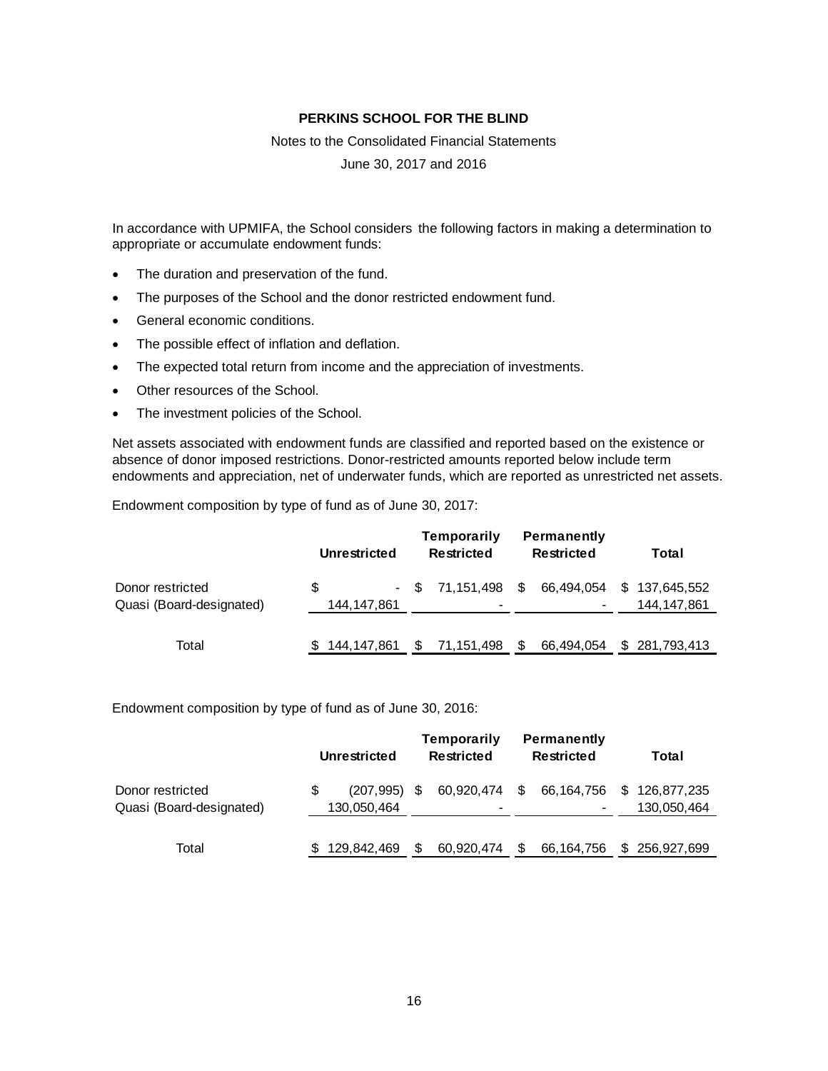# PERKINS SCHOOL FOR THE BLIND

Notes to the Consolidated Financial Statements

June 30, 2017 and 2016

In accordance with UPMIFA, the School considers the following factors in making a determination to appropriate or accumulate endowment funds:

- The duration and preservation of the fund.
- The purposes of the School and the donor restricted endowment fund.
- General economic conditions.
- The possible effect of inflation and deflation.
- The expected total return from income and the appreciation of investments.
- Other resources of the School.
- The investment policies of the School.

Net assets associated with endowment funds are classified and reported based on the existence or absence of donor imposed restrictions. Donor-restricted amounts reported below include term endowments and appreciation, net of underwater funds, which are reported as unrestricted net assets.

Endowment composition by type of fund as of June 30, 2017:

| | Unrestricted | Temporarily Restricted | Permanently Restricted | Total |
|---|---|---|---|---|
| Donor restricted | $ - | $ 71,151,498 | $ 66,494,054 | $ 137,645,552 |
| Quasi (Board-designated) | 144,147,861 | - | - | 144,147,861 |
| Total | $ 144,147,861 | $ 71,151,498 | $ 66,494,054 | $ 281,793,413 |

Endowment composition by type of fund as of June 30, 2016:

| | Unrestricted | Temporarily Restricted | Permanently Restricted | Total |
|---|---|---|---|---|
| Donor restricted | $ (207,995) | $ 60,920,474 | $ 66,164,756 | $ 126,877,235 |
| Quasi (Board-designated) | 130,050,464 | - | - | 130,050,464 |
| Total | $ 129,842,469 | $ 60,920,474 | $ 66,164,756 | $ 256,927,699 |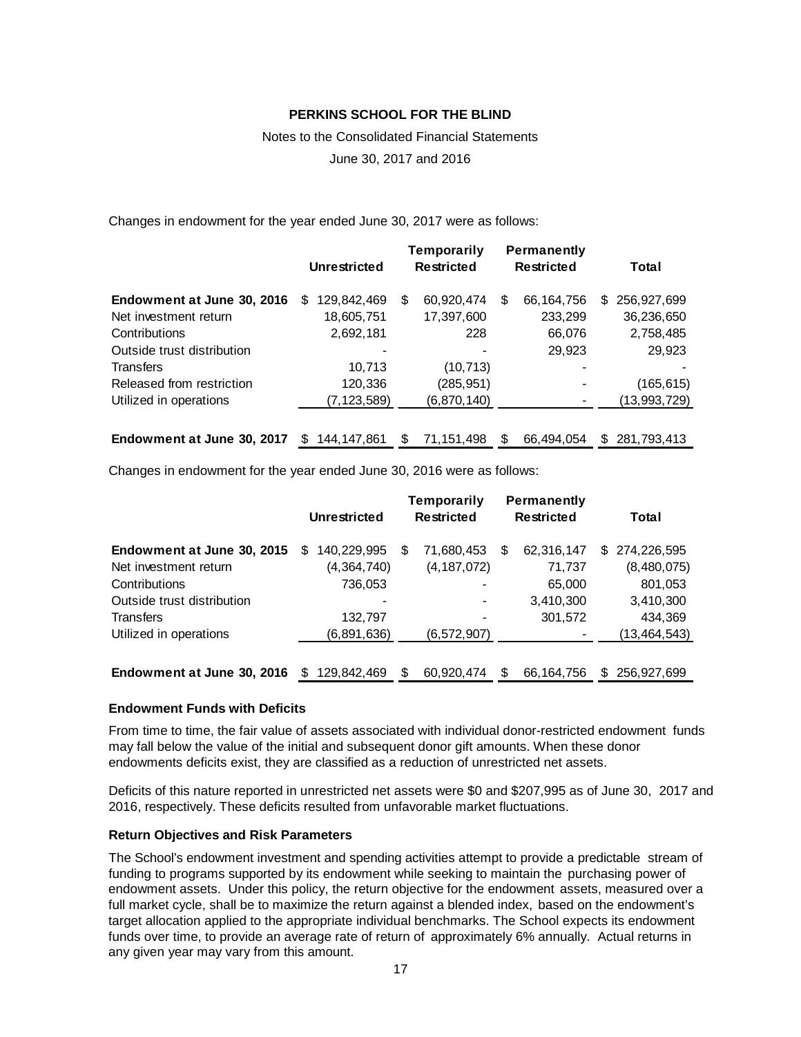Changes in endowment for the year ended June 30, 2017 were as follows:

| | Unrestricted | Temporarily Restricted | Permanently Restricted | Total |
|---|---|---|---|---|
| **Endowment at June 30, 2016** | $ 129,842,469 | $ 60,920,474 | $ 66,164,756 | $ 256,927,699 |
| Net investment return | 18,605,751 | 17,397,600 | 233,299 | 36,236,650 |
| Contributions | 2,692,181 | 228 | 66,076 | 2,758,485 |
| Outside trust distribution | - | - | 29,923 | 29,923 |
| Transfers | 10,713 | (10,713) | - | - |
| Released from restriction | 120,336 | (285,951) | - | (165,615) |
| Utilized in operations | (7,123,589) | (6,870,140) | - | (13,993,729) |
| **Endowment at June 30, 2017** | $ 144,147,861 | $ 71,151,498 | $ 66,494,054 | $ 281,793,413 |

Changes in endowment for the year ended June 30, 2016 were as follows:

| | Unrestricted | Temporarily Restricted | Permanently Restricted | Total |
|---|---|---|---|---|
| **Endowment at June 30, 2015** | $ 140,229,995 | $ 71,680,453 | $ 62,316,147 | $ 274,226,595 |
| Net investment return | (4,364,740) | (4,187,072) | 71,737 | (8,480,075) |
| Contributions | 736,053 | - | 65,000 | 801,053 |
| Outside trust distribution | - | - | 3,410,300 | 3,410,300 |
| Transfers | 132,797 | - | 301,572 | 434,369 |
| Utilized in operations | (6,891,636) | (6,572,907) | - | (13,464,543) |
| **Endowment at June 30, 2016** | $ 129,842,469 | $ 60,920,474 | $ 66,164,756 | $ 256,927,699 |

### Endowment Funds with Deficits

From time to time, the fair value of assets associated with individual donor-restricted endowment funds may fall below the value of the initial and subsequent donor gift amounts. When these donor endowments deficits exist, they are classified as a reduction of unrestricted net assets.

Deficits of this nature reported in unrestricted net assets were $0 and $207,995 as of June 30, 2017 and 2016, respectively. These deficits resulted from unfavorable market fluctuations.

### Return Objectives and Risk Parameters

The School's endowment investment and spending activities attempt to provide a predictable stream of funding to programs supported by its endowment while seeking to maintain the purchasing power of endowment assets. Under this policy, the return objective for the endowment assets, measured over a full market cycle, shall be to maximize the return against a blended index, based on the endowment's target allocation applied to the appropriate individual benchmarks. The School expects its endowment funds over time, to provide an average rate of return of approximately 6% annually. Actual returns in any given year may vary from this amount.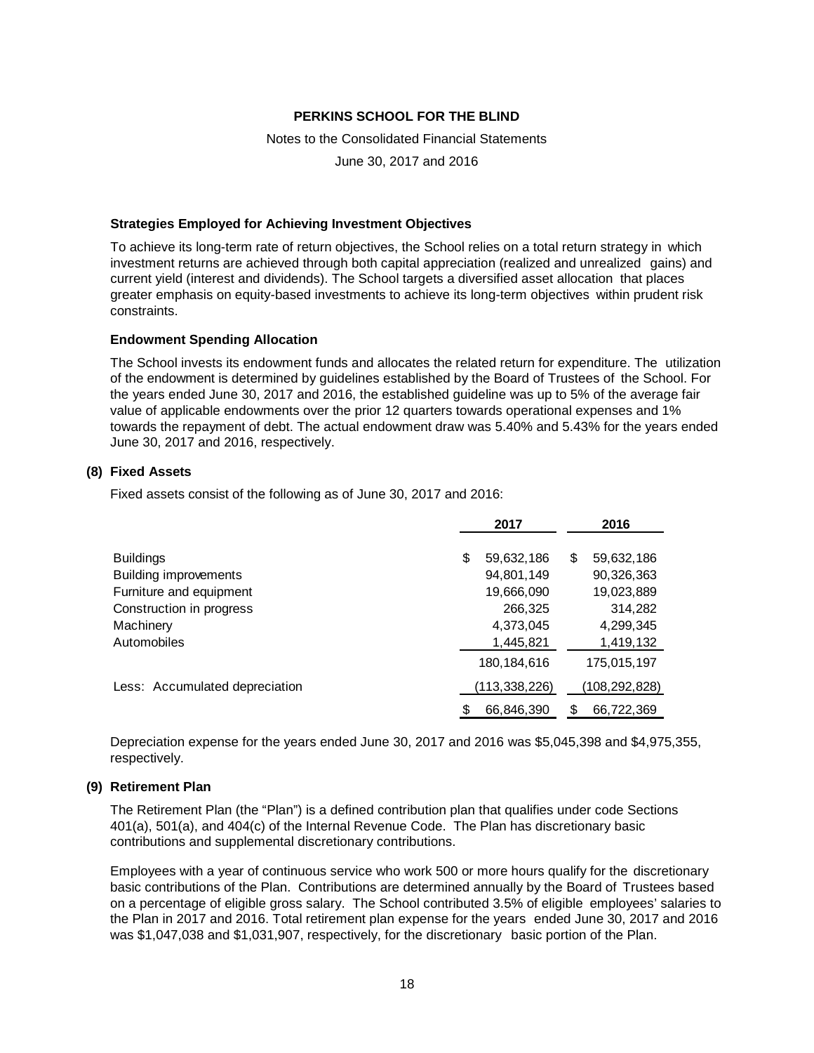**Strategies Employed for Achieving Investment Objectives**

To achieve its long-term rate of return objectives, the School relies on a total return strategy in which investment returns are achieved through both capital appreciation (realized and unrealized gains) and current yield (interest and dividends). The School targets a diversified asset allocation that places greater emphasis on equity-based investments to achieve its long-term objectives within prudent risk constraints.

**Endowment Spending Allocation**

The School invests its endowment funds and allocates the related return for expenditure. The utilization of the endowment is determined by guidelines established by the Board of Trustees of the School. For the years ended June 30, 2017 and 2016, the established guideline was up to 5% of the average fair value of applicable endowments over the prior 12 quarters towards operational expenses and 1% towards the repayment of debt. The actual endowment draw was 5.40% and 5.43% for the years ended June 30, 2017 and 2016, respectively.

## (8) Fixed Assets

Fixed assets consist of the following as of June 30, 2017 and 2016:

| | 2017 | 2016 |
|---|---|---|
| Buildings | $ 59,632,186 | $ 59,632,186 |
| Building improvements | 94,801,149 | 90,326,363 |
| Furniture and equipment | 19,666,090 | 19,023,889 |
| Construction in progress | 266,325 | 314,282 |
| Machinery | 4,373,045 | 4,299,345 |
| Automobiles | 1,445,821 | 1,419,132 |
| | 180,184,616 | 175,015,197 |
| Less: Accumulated depreciation | (113,338,226) | (108,292,828) |
| | $ 66,846,390 | $ 66,722,369 |

Depreciation expense for the years ended June 30, 2017 and 2016 was $5,045,398 and $4,975,355, respectively.

## (9) Retirement Plan

The Retirement Plan (the "Plan") is a defined contribution plan that qualifies under code Sections 401(a), 501(a), and 404(c) of the Internal Revenue Code. The Plan has discretionary basic contributions and supplemental discretionary contributions.

Employees with a year of continuous service who work 500 or more hours qualify for the discretionary basic contributions of the Plan. Contributions are determined annually by the Board of Trustees based on a percentage of eligible gross salary. The School contributed 3.5% of eligible employees' salaries to the Plan in 2017 and 2016. Total retirement plan expense for the years ended June 30, 2017 and 2016 was $1,047,038 and $1,031,907, respectively, for the discretionary basic portion of the Plan.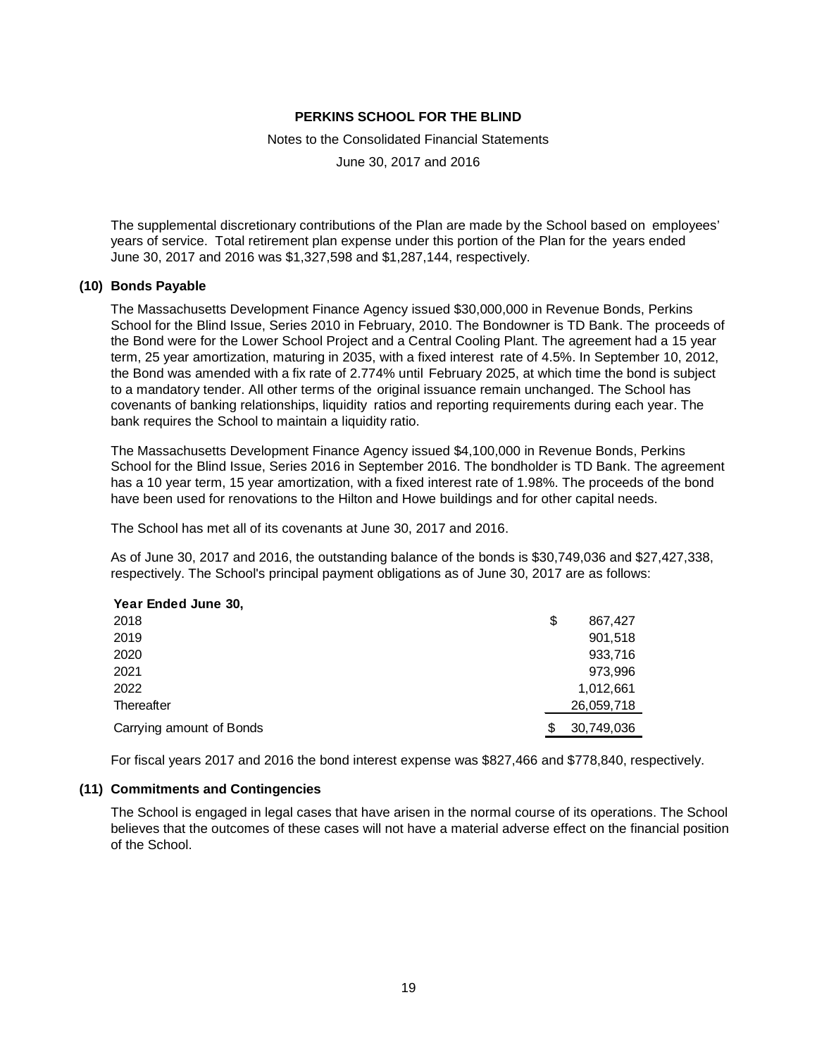The supplemental discretionary contributions of the Plan are made by the School based on employees' years of service. Total retirement plan expense under this portion of the Plan for the years ended June 30, 2017 and 2016 was $1,327,598 and $1,287,144, respectively.

## (10) Bonds Payable

The Massachusetts Development Finance Agency issued $30,000,000 in Revenue Bonds, Perkins School for the Blind Issue, Series 2010 in February, 2010. The Bondowner is TD Bank. The proceeds of the Bond were for the Lower School Project and a Central Cooling Plant. The agreement had a 15 year term, 25 year amortization, maturing in 2035, with a fixed interest rate of 4.5%. In September 10, 2012, the Bond was amended with a fix rate of 2.774% until February 2025, at which time the bond is subject to a mandatory tender. All other terms of the original issuance remain unchanged. The School has covenants of banking relationships, liquidity ratios and reporting requirements during each year. The bank requires the School to maintain a liquidity ratio.

The Massachusetts Development Finance Agency issued $4,100,000 in Revenue Bonds, Perkins School for the Blind Issue, Series 2016 in September 2016. The bondholder is TD Bank. The agreement has a 10 year term, 15 year amortization, with a fixed interest rate of 1.98%. The proceeds of the bond have been used for renovations to the Hilton and Howe buildings and for other capital needs.

The School has met all of its covenants at June 30, 2017 and 2016.

As of June 30, 2017 and 2016, the outstanding balance of the bonds is $30,749,036 and $27,427,338, respectively. The School's principal payment obligations as of June 30, 2017 are as follows:

| Year Ended June 30, | |
|---|---|
| 2018 | $ 867,427 |
| 2019 | 901,518 |
| 2020 | 933,716 |
| 2021 | 973,996 |
| 2022 | 1,012,661 |
| Thereafter | 26,059,718 |
| Carrying amount of Bonds | $ 30,749,036 |

For fiscal years 2017 and 2016 the bond interest expense was $827,466 and $778,840, respectively.

## (11) Commitments and Contingencies

The School is engaged in legal cases that have arisen in the normal course of its operations. The School believes that the outcomes of these cases will not have a material adverse effect on the financial position of the School.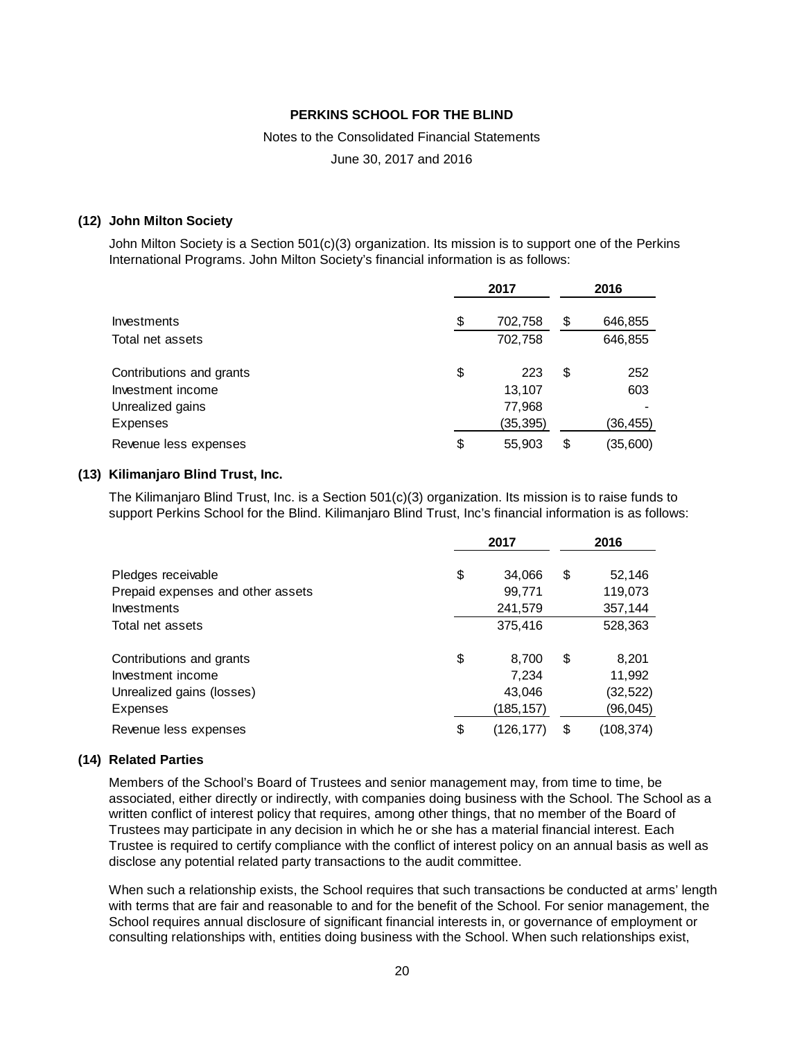### (12) John Milton Society

John Milton Society is a Section 501(c)(3) organization. Its mission is to support one of the Perkins International Programs. John Milton Society's financial information is as follows:

| | 2017 | 2016 |
|---|---|---|
| Investments | $ 702,758 | $ 646,855 |
| Total net assets | 702,758 | 646,855 |
| | | |
| Contributions and grants | $ 223 | $ 252 |
| Investment income | 13,107 | 603 |
| Unrealized gains | 77,968 | - |
| Expenses | (35,395) | (36,455) |
| Revenue less expenses | $ 55,903 | $ (35,600) |

### (13) Kilimanjaro Blind Trust, Inc.

The Kilimanjaro Blind Trust, Inc. is a Section 501(c)(3) organization. Its mission is to raise funds to support Perkins School for the Blind. Kilimanjaro Blind Trust, Inc's financial information is as follows:

| | 2017 | 2016 |
|---|---|---|
| Pledges receivable | $ 34,066 | $ 52,146 |
| Prepaid expenses and other assets | 99,771 | 119,073 |
| Investments | 241,579 | 357,144 |
| Total net assets | 375,416 | 528,363 |
| | | |
| Contributions and grants | $ 8,700 | $ 8,201 |
| Investment income | 7,234 | 11,992 |
| Unrealized gains (losses) | 43,046 | (32,522) |
| Expenses | (185,157) | (96,045) |
| Revenue less expenses | $ (126,177) | $ (108,374) |

### (14) Related Parties

Members of the School's Board of Trustees and senior management may, from time to time, be associated, either directly or indirectly, with companies doing business with the School. The School as a written conflict of interest policy that requires, among other things, that no member of the Board of Trustees may participate in any decision in which he or she has a material financial interest. Each Trustee is required to certify compliance with the conflict of interest policy on an annual basis as well as disclose any potential related party transactions to the audit committee.

When such a relationship exists, the School requires that such transactions be conducted at arms' length with terms that are fair and reasonable to and for the benefit of the School. For senior management, the School requires annual disclosure of significant financial interests in, or governance of employment or consulting relationships with, entities doing business with the School. When such relationships exist,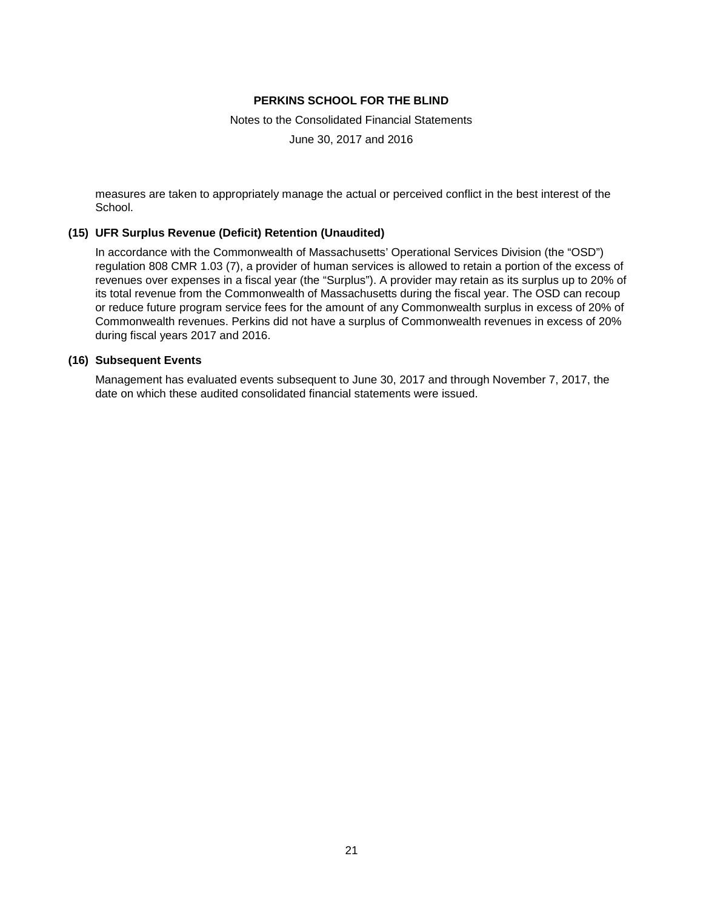measures are taken to appropriately manage the actual or perceived conflict in the best interest of the School.

### (15) UFR Surplus Revenue (Deficit) Retention (Unaudited)

In accordance with the Commonwealth of Massachusetts' Operational Services Division (the "OSD") regulation 808 CMR 1.03 (7), a provider of human services is allowed to retain a portion of the excess of revenues over expenses in a fiscal year (the "Surplus"). A provider may retain as its surplus up to 20% of its total revenue from the Commonwealth of Massachusetts during the fiscal year. The OSD can recoup or reduce future program service fees for the amount of any Commonwealth surplus in excess of 20% of Commonwealth revenues. Perkins did not have a surplus of Commonwealth revenues in excess of 20% during fiscal years 2017 and 2016.

### (16) Subsequent Events

Management has evaluated events subsequent to June 30, 2017 and through November 7, 2017, the date on which these audited consolidated financial statements were issued.